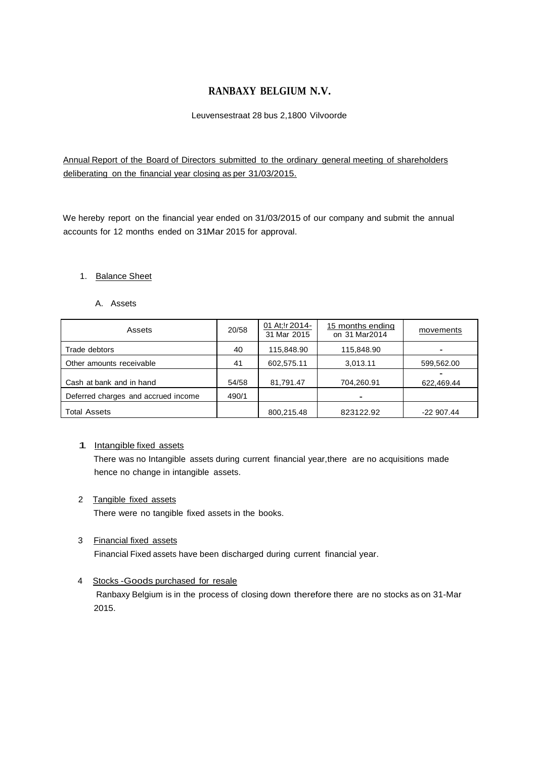# RANBAXY BELGIUM N.V.

Leuvensestraat 28 bus 2,1800 Vilvoorde

Annual Report of the Board of Directors submitted to the ordinary general meeting of shareholders deliberating on the financial year closing as per 31/03/2015.

We hereby report on the financial year ended on 31/03/2015 of our company and submit the annual accounts for 12 months ended on 31Mar 2015 for approval.

1. Balance Sheet

   A. Assets

| Assets | 20/58 | 01 At;!r 2014-31 Mar 2015 | 15 months ending on 31 Mar2014 | movements |
|---|---|---|---|---|
| Trade debtors | 40 | 115,848.90 | 115,848.90 | - |
| Other amounts receivable | 41 | 602,575.11 | 3,013.11 | 599,562.00 |
| Cash at bank and in hand | 54/58 | 81,791.47 | 704,260.91 | - 622,469.44 |
| Deferred charges and accrued income | 490/1 | | - | |
| Total Assets | | 800,215.48 | 823122.92 | -22 907.44 |

1. Intangible fixed assets
   
   There was no Intangible assets during current financial year,there are no acquisitions made hence no change in intangible assets.

2. Tangible fixed assets
   
   There were no tangible fixed assets in the books.

3. Financial fixed assets
   
   Financial Fixed assets have been discharged during current financial year.

4. Stocks -Goods purchased for resale
   
   Ranbaxy Belgium is in the process of closing down therefore there are no stocks as on 31-Mar 2015.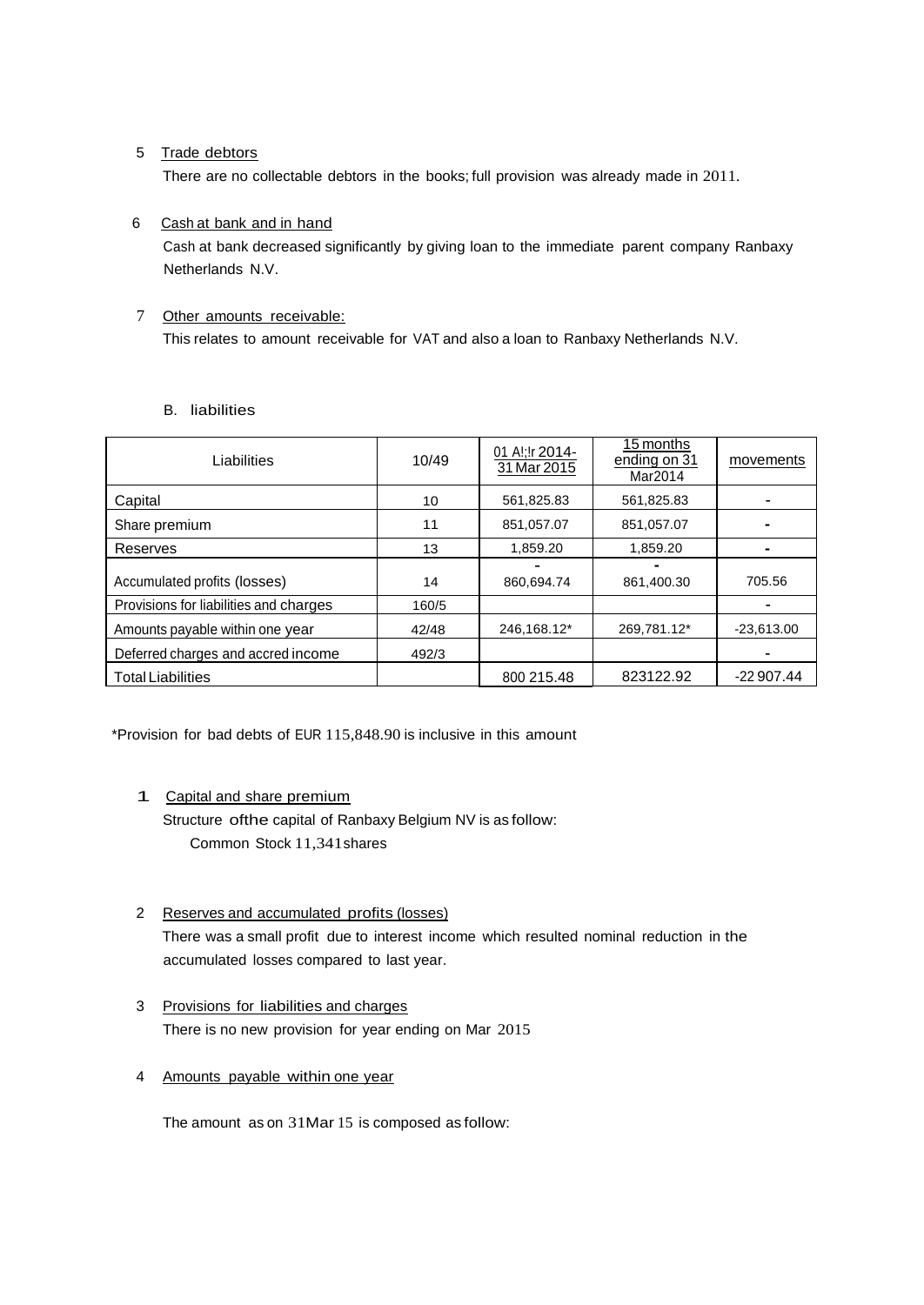5 Trade debtors

There are no collectable debtors in the books; full provision was already made in 2011.

6 Cash at bank and in hand

Cash at bank decreased significantly by giving loan to the immediate parent company Ranbaxy Netherlands N.V.

7 Other amounts receivable:

This relates to amount receivable for VAT and also a loan to Ranbaxy Netherlands N.V.

B. liabilities

| Liabilities | 10/49 | 01 A!;!r 2014-31 Mar 2015 | 15 months ending on 31 Mar2014 | movements |
|---|---|---|---|---|
| Capital | 10 | 561,825.83 | 561,825.83 | - |
| Share premium | 11 | 851,057.07 | 851,057.07 | - |
| Reserves | 13 | 1,859.20 | 1,859.20 | - |
| Accumulated profits (losses) | 14 | - 860,694.74 | - 861,400.30 | 705.56 |
| Provisions for liabilities and charges | 160/5 | | | - |
| Amounts payable within one year | 42/48 | 246,168.12* | 269,781.12* | -23,613.00 |
| Deferred charges and accred income | 492/3 | | | - |
| Total Liabilities | | 800 215.48 | 823122.92 | -22 907.44 |

*Provision for bad debts of EUR 115,848.90 is inclusive in this amount

1 Capital and share premium

Structure ofthe capital of Ranbaxy Belgium NV is as follow:

Common Stock 11,341shares

2 Reserves and accumulated profits (losses)

There was a small profit due to interest income which resulted nominal reduction in the accumulated losses compared to last year.

3 Provisions for liabilities and charges

There is no new provision for year ending on Mar 2015

4 Amounts payable within one year

The amount as on 31Mar 15 is composed as follow: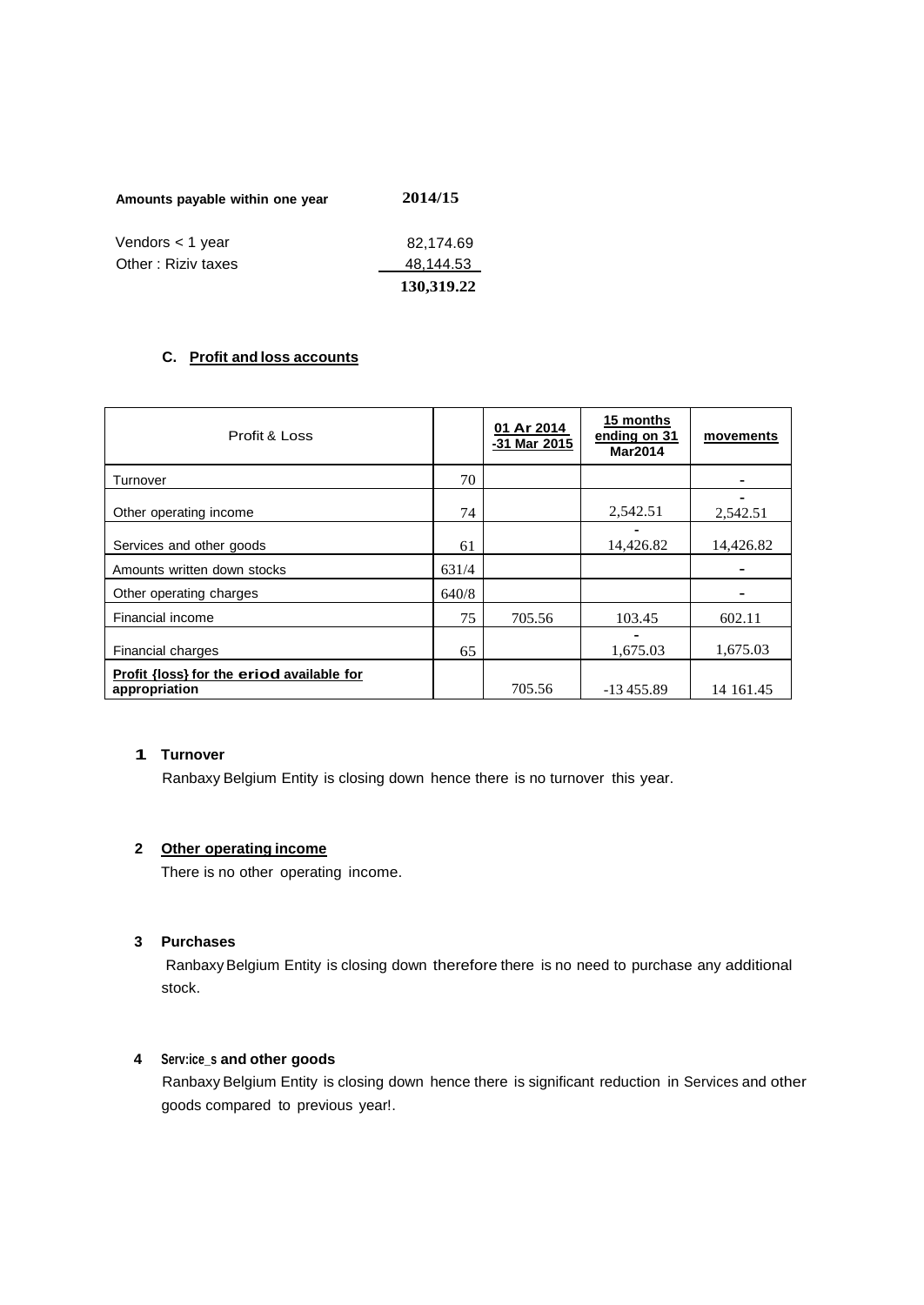| Amounts payable within one year | 2014/15 |
| --- | --- |
| Vendors < 1 year | 82,174.69 |
| Other : Riziv taxes | 48,144.53 |
| | **130,319.22** |

### C. Profit and loss accounts

| Profit & Loss | | 01 Ar 2014 -31 Mar 2015 | 15 months ending on 31 Mar2014 | movements |
| --- | --- | --- | --- | --- |
| Turnover | 70 | | | - |
| Other operating income | 74 | | 2,542.51 | - 2,542.51 |
| Services and other goods | 61 | | - 14,426.82 | 14,426.82 |
| Amounts written down stocks | 631/4 | | | - |
| Other operating charges | 640/8 | | | - |
| Financial income | 75 | 705.56 | 103.45 | 602.11 |
| Financial charges | 65 | | - 1,675.03 | 1,675.03 |
| Profit {loss} for the eriod available for appropriation | | 705.56 | -13 455.89 | 14 161.45 |

**1 Turnover**

Ranbaxy Belgium Entity is closing down hence there is no turnover this year.

**2 Other operating income**

There is no other operating income.

**3 Purchases**

Ranbaxy Belgium Entity is closing down therefore there is no need to purchase any additional stock.

**4 Serv:ice_s and other goods**

Ranbaxy Belgium Entity is closing down hence there is significant reduction in Services and other goods compared to previous year!.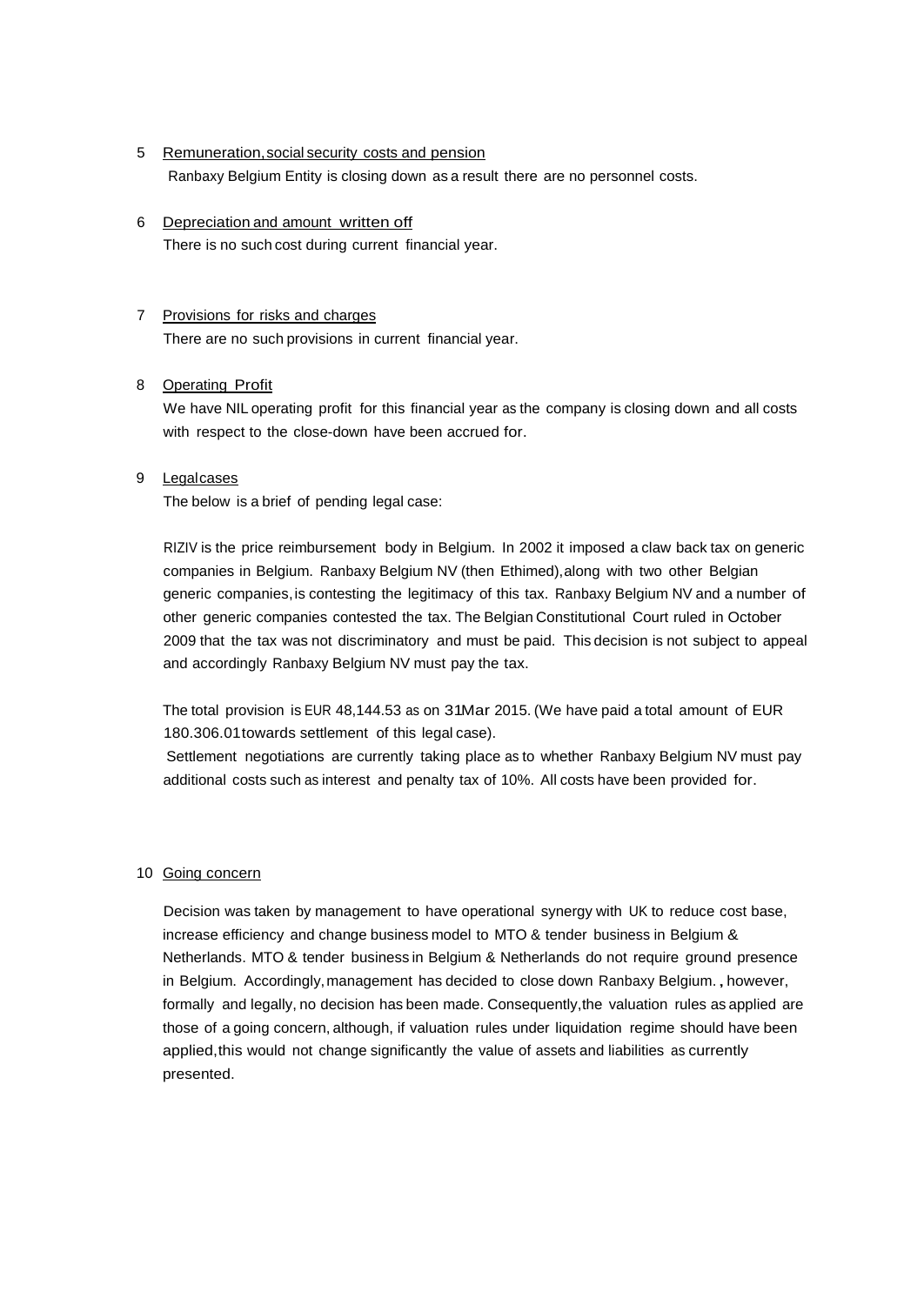5 Remuneration, social security costs and pension

Ranbaxy Belgium Entity is closing down as a result there are no personnel costs.

6 Depreciation and amount written off

There is no such cost during current financial year.

7 Provisions for risks and charges

There are no such provisions in current financial year.

8 Operating Profit

We have NIL operating profit for this financial year as the company is closing down and all costs with respect to the close-down have been accrued for.

9 Legalcases

The below is a brief of pending legal case:

RIZIV is the price reimbursement body in Belgium. In 2002 it imposed a claw back tax on generic companies in Belgium. Ranbaxy Belgium NV (then Ethimed),along with two other Belgian generic companies, is contesting the legitimacy of this tax. Ranbaxy Belgium NV and a number of other generic companies contested the tax. The Belgian Constitutional Court ruled in October 2009 that the tax was not discriminatory and must be paid. This decision is not subject to appeal and accordingly Ranbaxy Belgium NV must pay the tax.

The total provision is EUR 48,144.53 as on 31Mar 2015. (We have paid a total amount of EUR 180.306.01towards settlement of this legal case).

Settlement negotiations are currently taking place as to whether Ranbaxy Belgium NV must pay additional costs such as interest and penalty tax of 10%. All costs have been provided for.

10 Going concern

Decision was taken by management to have operational synergy with UK to reduce cost base, increase efficiency and change business model to MTO & tender business in Belgium & Netherlands. MTO & tender business in Belgium & Netherlands do not require ground presence in Belgium. Accordingly, management has decided to close down Ranbaxy Belgium. , however, formally and legally, no decision has been made. Consequently, the valuation rules as applied are those of a going concern, although, if valuation rules under liquidation regime should have been applied, this would not change significantly the value of assets and liabilities as currently presented.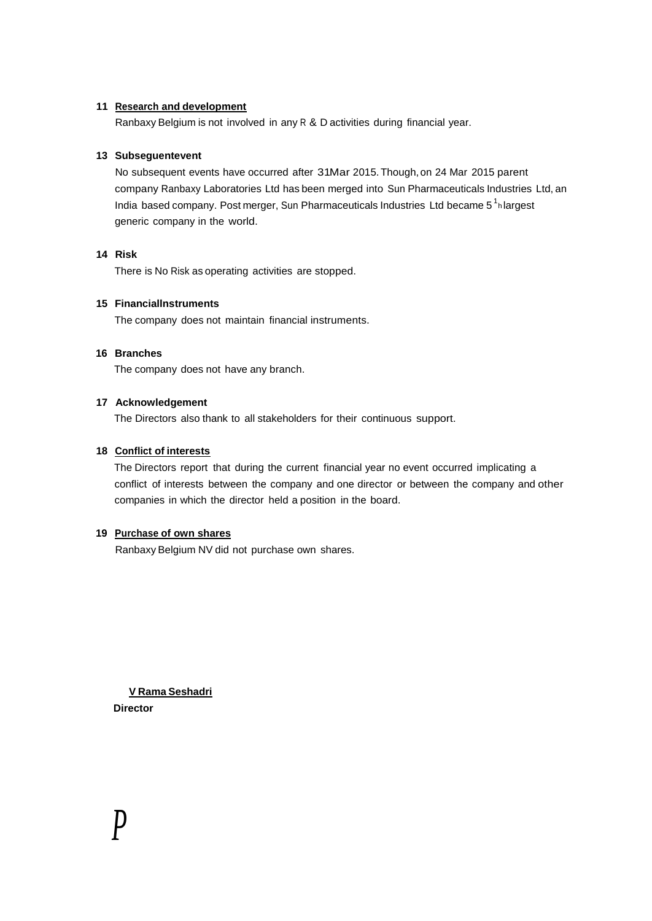**11 Research and development**

Ranbaxy Belgium is not involved in any R & D activities during financial year.

**13 Subseguentevent**

No subsequent events have occurred after 31Mar 2015. Though, on 24 Mar 2015 parent company Ranbaxy Laboratories Ltd has been merged into Sun Pharmaceuticals Industries Ltd, an India based company. Post merger, Sun Pharmaceuticals Industries Ltd became 5[1]h largest generic company in the world.

**14 Risk**

There is No Risk as operating activities are stopped.

**15 FinancialInstruments**

The company does not maintain financial instruments.

**16 Branches**

The company does not have any branch.

**17 Acknowledgement**

The Directors also thank to all stakeholders for their continuous support.

**18 Conflict of interests**

The Directors report that during the current financial year no event occurred implicating a conflict of interests between the company and one director or between the company and other companies in which the director held a position in the board.

**19 Purchase of own shares**

Ranbaxy Belgium NV did not purchase own shares.

**V Rama Seshadri**
**Director**

*P*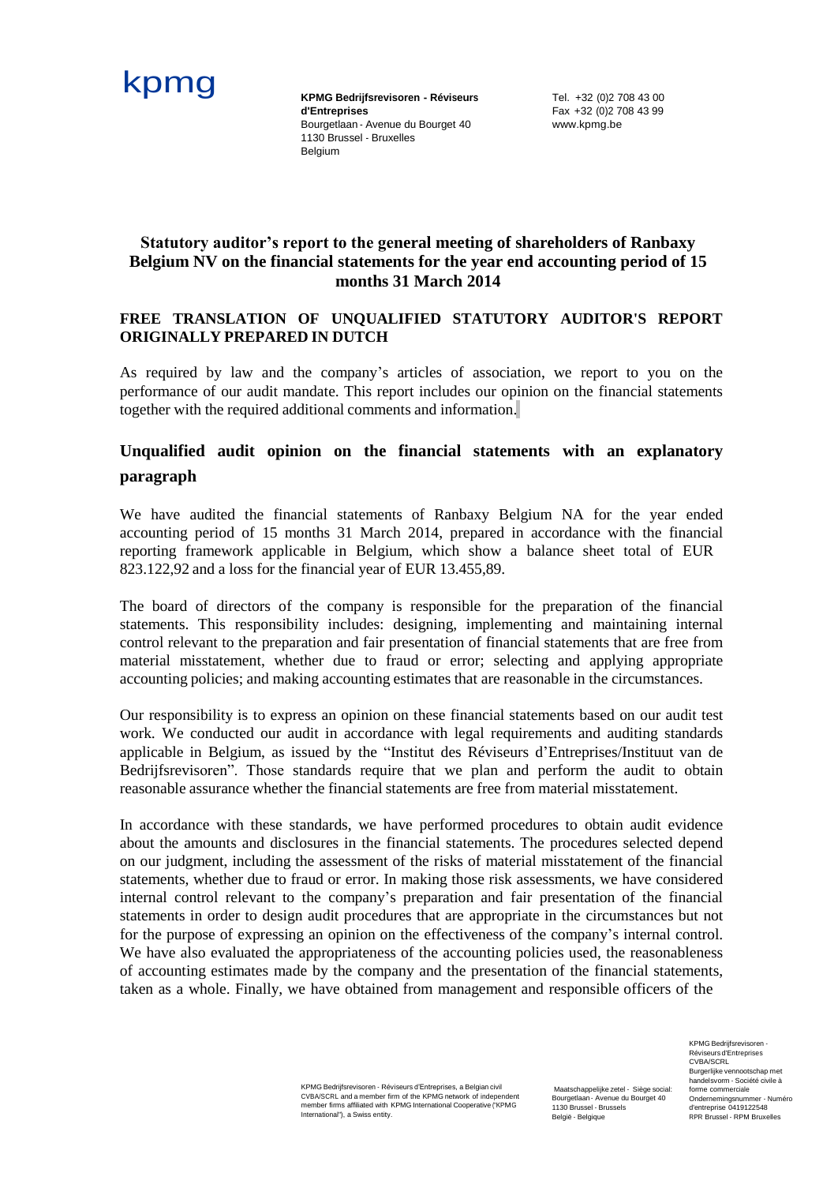kpmg

**KPMG Bedrijfsrevisoren - Réviseurs d'Entreprises**
Bourgetlaan - Avenue du Bourget 40
1130 Brussel - Bruxelles
Belgium

Tel. +32 (0)2 708 43 00
Fax +32 (0)2 708 43 99
www.kpmg.be

## Statutory auditor's report to the general meeting of shareholders of Ranbaxy Belgium NV on the financial statements for the year end accounting period of 15 months 31 March 2014

### FREE TRANSLATION OF UNQUALIFIED STATUTORY AUDITOR'S REPORT ORIGINALLY PREPARED IN DUTCH

As required by law and the company's articles of association, we report to you on the performance of our audit mandate. This report includes our opinion on the financial statements together with the required additional comments and information.

## Unqualified audit opinion on the financial statements with an explanatory paragraph

We have audited the financial statements of Ranbaxy Belgium NA for the year ended accounting period of 15 months 31 March 2014, prepared in accordance with the financial reporting framework applicable in Belgium, which show a balance sheet total of EUR 823.122,92 and a loss for the financial year of EUR 13.455,89.

The board of directors of the company is responsible for the preparation of the financial statements. This responsibility includes: designing, implementing and maintaining internal control relevant to the preparation and fair presentation of financial statements that are free from material misstatement, whether due to fraud or error; selecting and applying appropriate accounting policies; and making accounting estimates that are reasonable in the circumstances.

Our responsibility is to express an opinion on these financial statements based on our audit test work. We conducted our audit in accordance with legal requirements and auditing standards applicable in Belgium, as issued by the "Institut des Réviseurs d'Entreprises/Instituut van de Bedrijfsrevisoren". Those standards require that we plan and perform the audit to obtain reasonable assurance whether the financial statements are free from material misstatement.

In accordance with these standards, we have performed procedures to obtain audit evidence about the amounts and disclosures in the financial statements. The procedures selected depend on our judgment, including the assessment of the risks of material misstatement of the financial statements, whether due to fraud or error. In making those risk assessments, we have considered internal control relevant to the company's preparation and fair presentation of the financial statements in order to design audit procedures that are appropriate in the circumstances but not for the purpose of expressing an opinion on the effectiveness of the company's internal control. We have also evaluated the appropriateness of the accounting policies used, the reasonableness of accounting estimates made by the company and the presentation of the financial statements, taken as a whole. Finally, we have obtained from management and responsible officers of the

KPMG Bedrijfsrevisoren - Réviseurs d'Entreprises, a Belgian civil CVBA/SCRL and a member firm of the KPMG network of independent member firms affiliated with KPMG International Cooperative ("KPMG International"), a Swiss entity.

Maatschappelijke zetel - Siège social: Bourgetlaan - Avenue du Bourget 40 1130 Brussel - Brussels België - Belgique

KPMG Bedrijfsrevisoren - Réviseurs d'Entreprises CVBA/SCRL Burgerlijke vennootschap met handelsvorm - Société civile à forme commerciale Ondernemingsnummer - Numéro d'entreprise 0419122548 RPR Brussel - RPM Bruxelles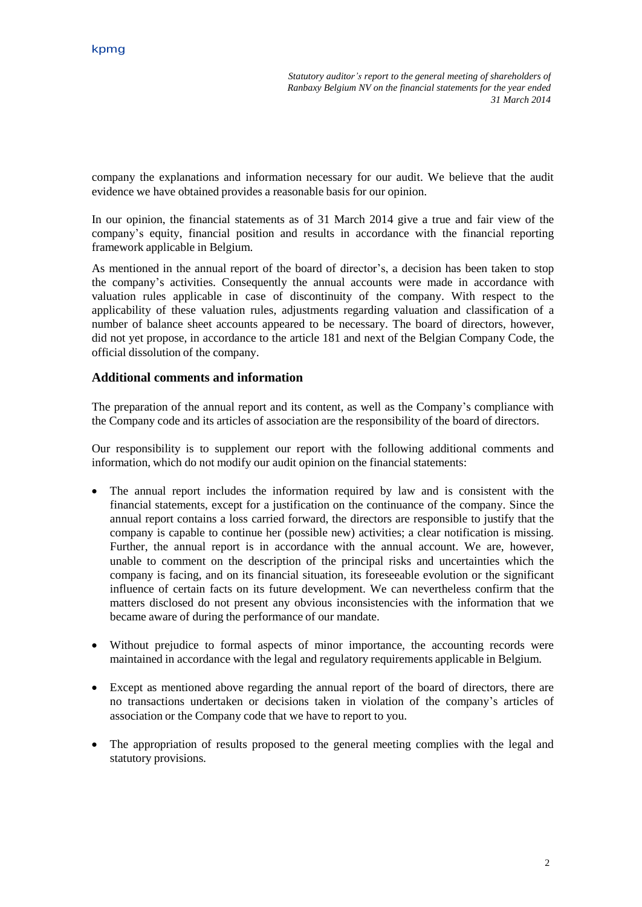company the explanations and information necessary for our audit. We believe that the audit evidence we have obtained provides a reasonable basis for our opinion.

In our opinion, the financial statements as of 31 March 2014 give a true and fair view of the company's equity, financial position and results in accordance with the financial reporting framework applicable in Belgium.

As mentioned in the annual report of the board of director's, a decision has been taken to stop the company's activities. Consequently the annual accounts were made in accordance with valuation rules applicable in case of discontinuity of the company. With respect to the applicability of these valuation rules, adjustments regarding valuation and classification of a number of balance sheet accounts appeared to be necessary. The board of directors, however, did not yet propose, in accordance to the article 181 and next of the Belgian Company Code, the official dissolution of the company.

## Additional comments and information

The preparation of the annual report and its content, as well as the Company's compliance with the Company code and its articles of association are the responsibility of the board of directors.

Our responsibility is to supplement our report with the following additional comments and information, which do not modify our audit opinion on the financial statements:

- The annual report includes the information required by law and is consistent with the financial statements, except for a justification on the continuance of the company. Since the annual report contains a loss carried forward, the directors are responsible to justify that the company is capable to continue her (possible new) activities; a clear notification is missing. Further, the annual report is in accordance with the annual account. We are, however, unable to comment on the description of the principal risks and uncertainties which the company is facing, and on its financial situation, its foreseeable evolution or the significant influence of certain facts on its future development. We can nevertheless confirm that the matters disclosed do not present any obvious inconsistencies with the information that we became aware of during the performance of our mandate.

- Without prejudice to formal aspects of minor importance, the accounting records were maintained in accordance with the legal and regulatory requirements applicable in Belgium.

- Except as mentioned above regarding the annual report of the board of directors, there are no transactions undertaken or decisions taken in violation of the company's articles of association or the Company code that we have to report to you.

- The appropriation of results proposed to the general meeting complies with the legal and statutory provisions.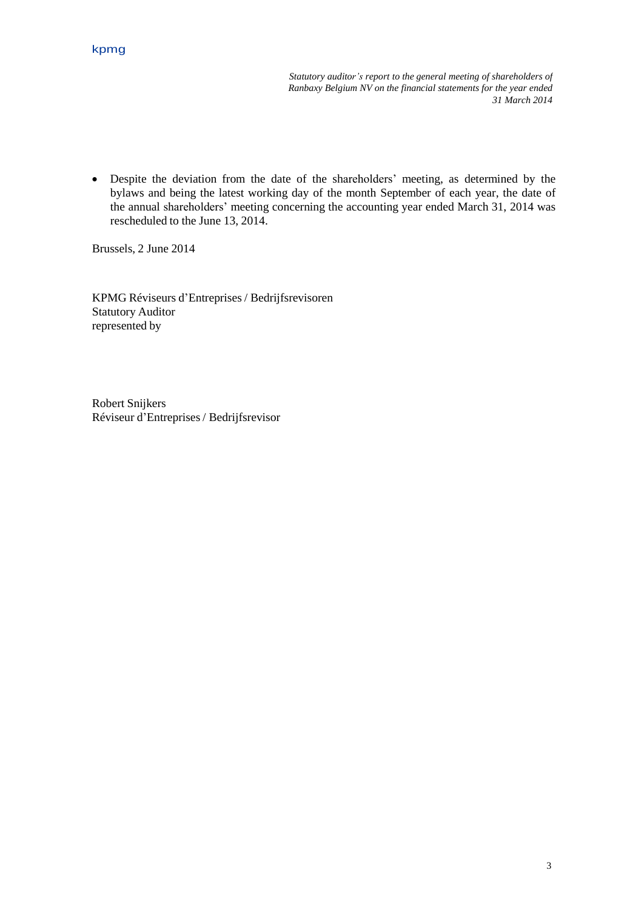- Despite the deviation from the date of the shareholders' meeting, as determined by the bylaws and being the latest working day of the month September of each year, the date of the annual shareholders' meeting concerning the accounting year ended March 31, 2014 was rescheduled to the June 13, 2014.

Brussels, 2 June 2014

KPMG Réviseurs d'Entreprises / Bedrijfsrevisoren
Statutory Auditor
represented by

Robert Snijkers
Réviseur d'Entreprises / Bedrijfsrevisor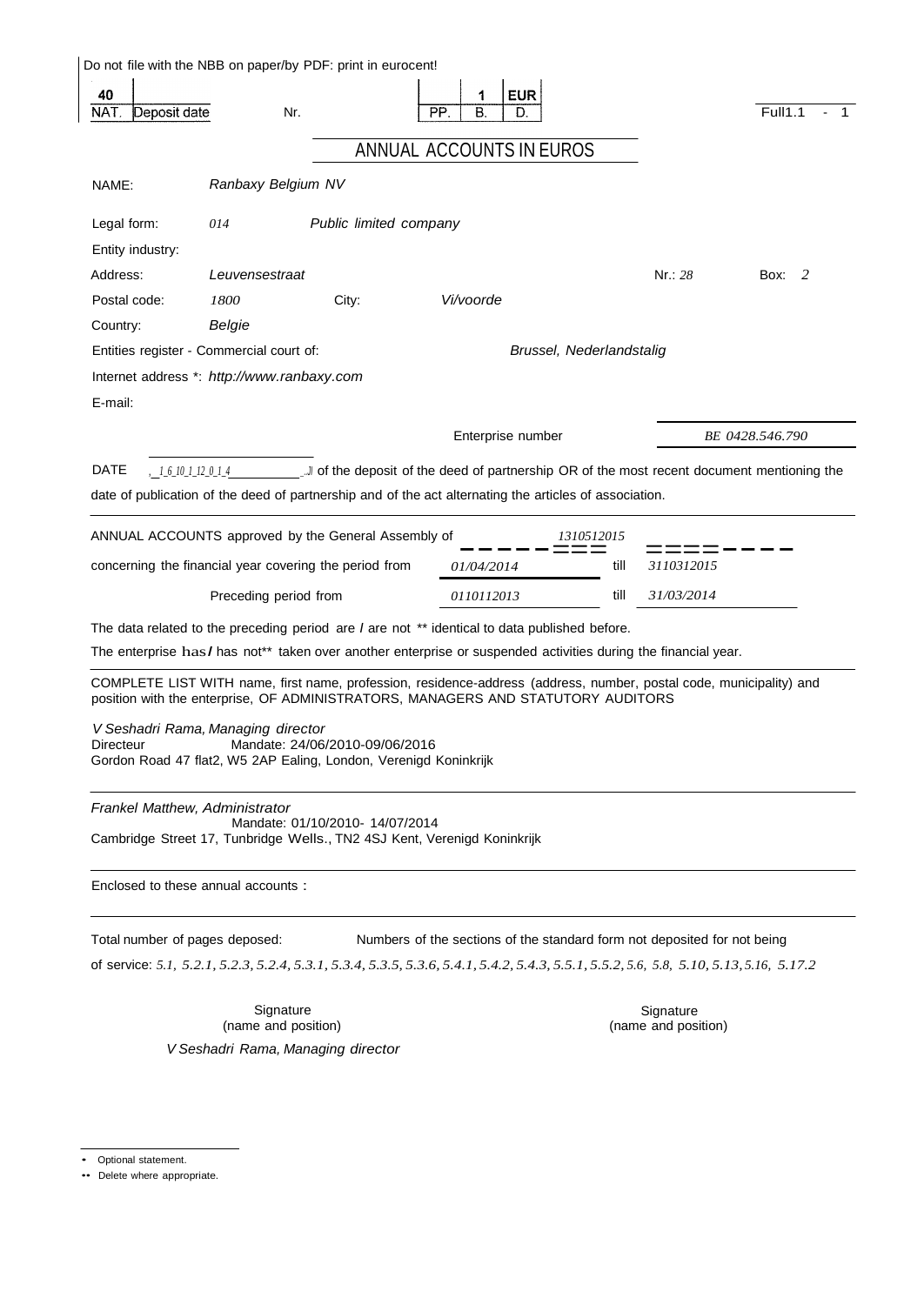Do not file with the NBB on paper/by PDF: print in eurocent!

| 40 | | | | 1 | EUR | |
|---|---|---|---|---|---|---|
| NAT. | Deposit date | Nr. | PP. | B. | D. | Full1.1 - 1 |

## ANNUAL ACCOUNTS IN EUROS

NAME: *Ranbaxy Belgium NV*

Legal form: *014* *Public limited company*

Entity industry:

Address: *Leuvensestraat* Nr.: *28* Box: *2*

Postal code: *1800* City: *Vi/voorde*

Country: *Belgie*

Entities register - Commercial court of: *Brussel, Nederlandstalig*

Internet address *: *http://www.ranbaxy.com*

E-mail:

Enterprise number *BE 0428.546.790*

DATE *,_1_6_10_1_12_0_1_4* ..)) of the deposit of the deed of partnership OR of the most recent document mentioning the date of publication of the deed of partnership and of the act alternating the articles of association.

ANNUAL ACCOUNTS approved by the General Assembly of *1310512015*

concerning the financial year covering the period from *01/04/2014* till *3110312015*

Preceding period from *0110112013* till *31/03/2014*

The data related to the preceding period are / are not ** identical to data published before.

The enterprise has/ has not** taken over another enterprise or suspended activities during the financial year.

COMPLETE LIST WITH name, first name, profession, residence-address (address, number, postal code, municipality) and position with the enterprise, OF ADMINISTRATORS, MANAGERS AND STATUTORY AUDITORS

*V Seshadri Rama, Managing director*
Directeur Mandate: 24/06/2010-09/06/2016
Gordon Road 47 flat2, W5 2AP Ealing, London, Verenigd Koninkrijk

*Frankel Matthew, Administrator*
Mandate: 01/10/2010- 14/07/2014
Cambridge Street 17, Tunbridge Wells., TN2 4SJ Kent, Verenigd Koninkrijk

Enclosed to these annual accounts :

Total number of pages deposed: Numbers of the sections of the standard form not deposited for not being of service: *5.1, 5.2.1, 5.2.3, 5.2.4, 5.3.1, 5.3.4, 5.3.5, 5.3.6, 5.4.1, 5.4.2, 5.4.3, 5.5.1, 5.5.2, 5.6, 5.8, 5.10, 5.13, 5.16, 5.17.2*

Signature (name and position) Signature (name and position)

*V Seshadri Rama, Managing director*

* Optional statement.

** Delete where appropriate.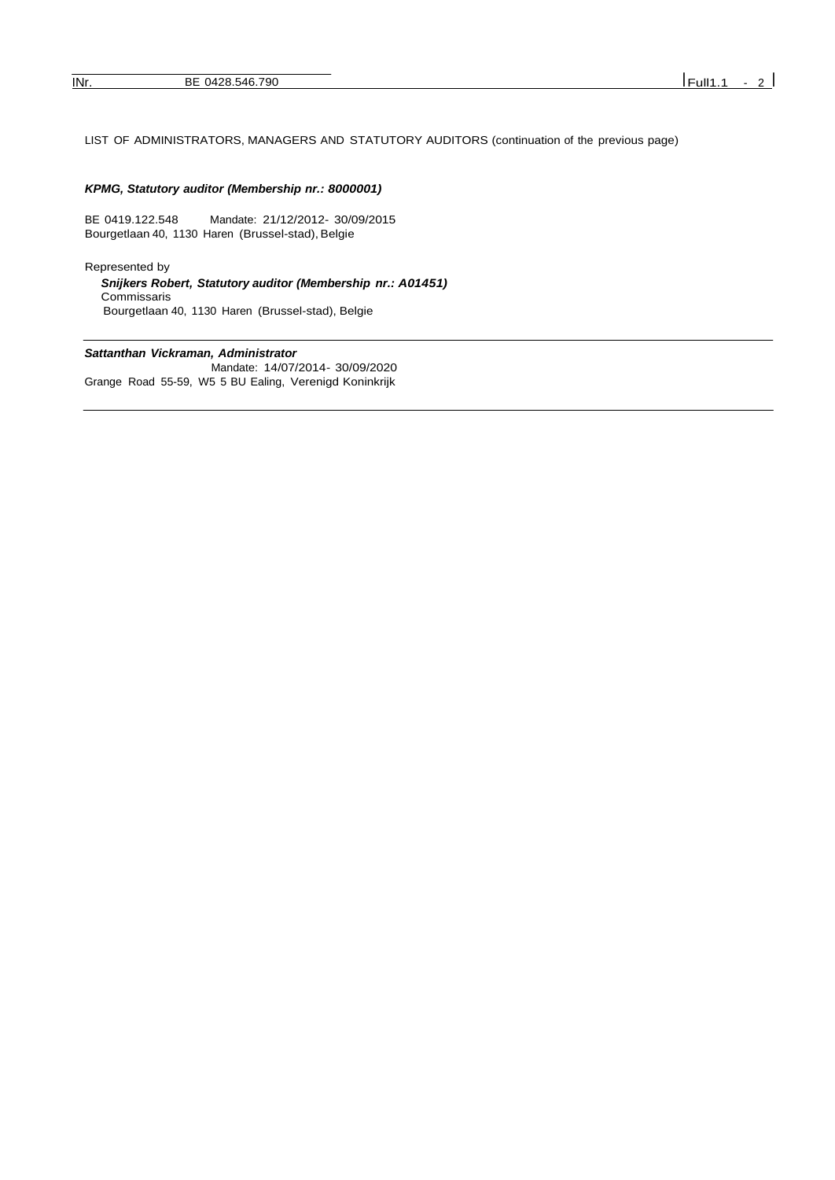LIST OF ADMINISTRATORS, MANAGERS AND STATUTORY AUDITORS (continuation of the previous page)

***KPMG, Statutory auditor (Membership nr.: 8000001)***

BE 0419.122.548 Mandate: 21/12/2012- 30/09/2015
Bourgetlaan 40, 1130 Haren (Brussel-stad), Belgie

Represented by

***Snijkers Robert, Statutory auditor (Membership nr.: A01451)***
Commissaris
Bourgetlaan 40, 1130 Haren (Brussel-stad), Belgie

---

***Sattanthan Vickraman, Administrator***

Mandate: 14/07/2014- 30/09/2020
Grange Road 55-59, W5 5 BU Ealing, Verenigd Koninkrijk

---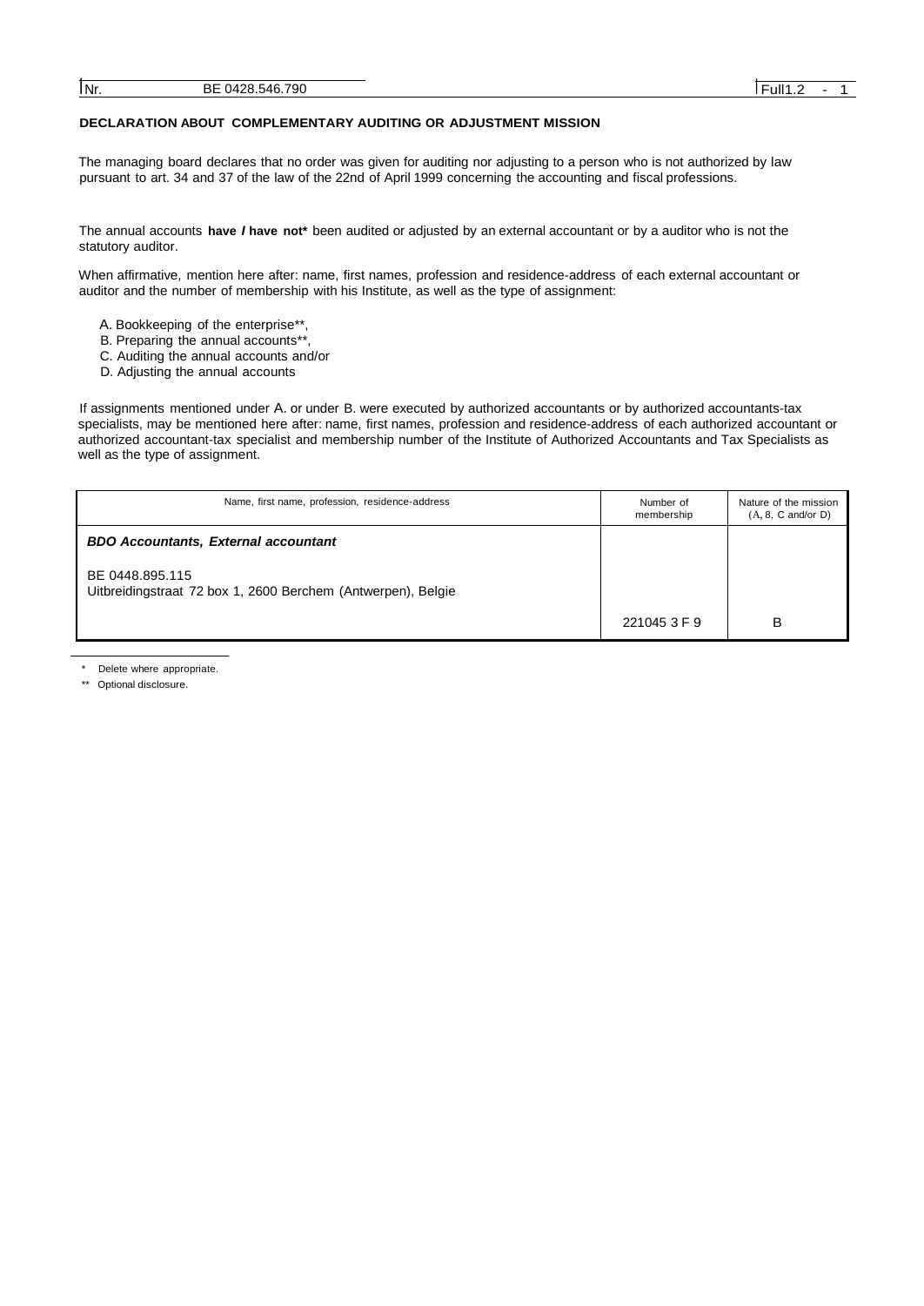**DECLARATION ABOUT COMPLEMENTARY AUDITING OR ADJUSTMENT MISSION**

The managing board declares that no order was given for auditing nor adjusting to a person who is not authorized by law pursuant to art. 34 and 37 of the law of the 22nd of April 1999 concerning the accounting and fiscal professions.

The annual accounts **have / have not*** been audited or adjusted by an external accountant or by a auditor who is not the statutory auditor.

When affirmative, mention here after: name, first names, profession and residence-address of each external accountant or auditor and the number of membership with his Institute, as well as the type of assignment:

A. Bookkeeping of the enterprise**,
B. Preparing the annual accounts**,
C. Auditing the annual accounts and/or
D. Adjusting the annual accounts

If assignments mentioned under A. or under B. were executed by authorized accountants or by authorized accountants-tax specialists, may be mentioned here after: name, first names, profession and residence-address of each authorized accountant or authorized accountant-tax specialist and membership number of the Institute of Authorized Accountants and Tax Specialists as well as the type of assignment.

| Name, first name, profession, residence-address | Number of membership | Nature of the mission (A, 8, C and/or D) |
|---|---|---|
| ***BDO Accountants, External accountant*** <br> BE 0448.895.115 <br> Uitbreidingstraat 72 box 1, 2600 Berchem (Antwerpen), Belgie | 221045 3 F 9 | B |

\* Delete where appropriate.

** Optional disclosure.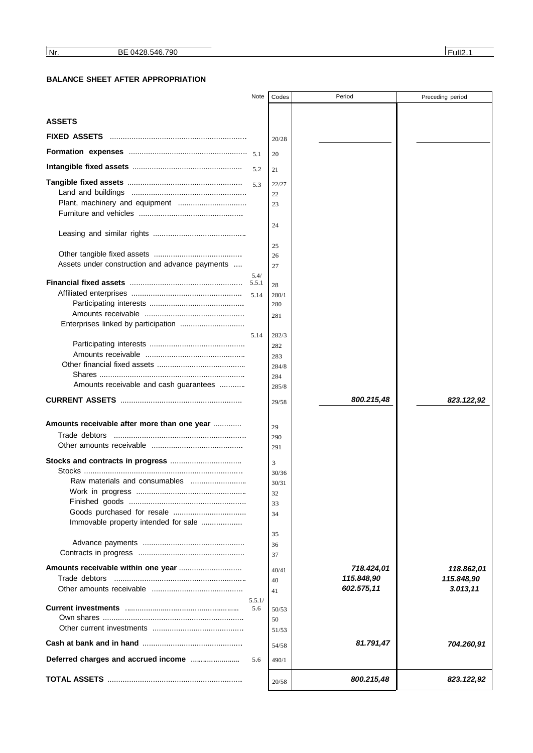| Nr. | BE 0428.546.790 | Full2.1 |
|---|---|---|

## BALANCE SHEET AFTER APPROPRIATION

| | Note | Codes | Period | Preceding period |
|---|---|---|---|---|
| **ASSETS** | | | | |
| **FIXED ASSETS** | | 20/28 | | |
| **Formation expenses** | 5.1 | 20 | | |
| **Intangible fixed assets** | 5.2 | 21 | | |
| **Tangible fixed assets** | 5.3 | 22/27 | | |
| Land and buildings | | 22 | | |
| Plant, machinery and equipment | | 23 | | |
| Furniture and vehicles | | 24 | | |
| Leasing and similar rights | | 25 | | |
| Other tangible fixed assets | | 26 | | |
| Assets under construction and advance payments | | 27 | | |
| **Financial fixed assets** | 5.4/ 5.5.1 | 28 | | |
| Affiliated enterprises | 5.14 | 280/1 | | |
| Participating interests | | 280 | | |
| Amounts receivable | | 281 | | |
| Enterprises linked by participation | 5.14 | 282/3 | | |
| Participating interests | | 282 | | |
| Amounts receivable | | 283 | | |
| Other financial fixed assets | | 284/8 | | |
| Shares | | 284 | | |
| Amounts receivable and cash guarantees | | 285/8 | | |
| **CURRENT ASSETS** | | 29/58 | *800.215,48* | *823.122,92* |
| **Amounts receivable after more than one year** | | 29 | | |
| Trade debtors | | 290 | | |
| Other amounts receivable | | 291 | | |
| **Stocks and contracts in progress** | | 3 | | |
| Stocks | | 30/36 | | |
| Raw materials and consumables | | 30/31 | | |
| Work in progress | | 32 | | |
| Finished goods | | 33 | | |
| Goods purchased for resale | | 34 | | |
| Immovable property intended for sale | | 35 | | |
| Advance payments | | 36 | | |
| Contracts in progress | | 37 | | |
| **Amounts receivable within one year** | | 40/41 | *718.424,01* | *118.862,01* |
| Trade debtors | | 40 | *115.848,90* | *115.848,90* |
| Other amounts receivable | | 41 | *602.575,11* | *3.013,11* |
| **Current investments** | 5.5.1/ 5.6 | 50/53 | | |
| Own shares | | 50 | | |
| Other current investments | | 51/53 | | |
| **Cash at bank and in hand** | | 54/58 | *81.791,47* | *704.260,91* |
| **Deferred charges and accrued income** | 5.6 | 490/1 | | |
| **TOTAL ASSETS** | | 20/58 | *800.215,48* | *823.122,92* |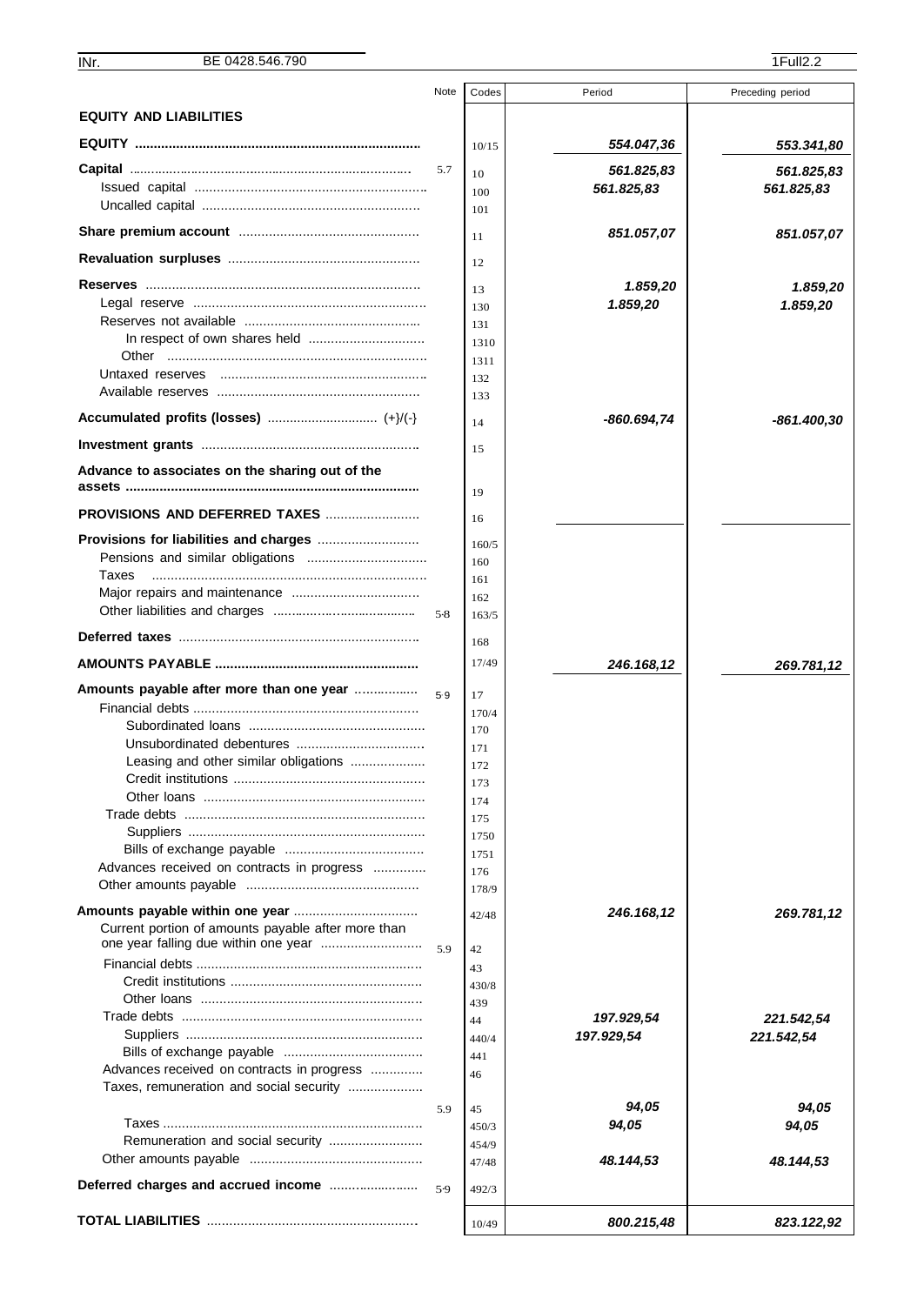| | Note | Codes | Period | Preceding period |
|---|---|---|---|---|
| **EQUITY AND LIABILITIES** | | | | |
| **EQUITY** | | 10/15 | ***554.047,36*** | ***553.341,80*** |
| **Capital** | 5.7 | 10 | ***561.825,83*** | ***561.825,83*** |
| Issued capital | | 100 | ***561.825,83*** | ***561.825,83*** |
| Uncalled capital | | 101 | | |
| **Share premium account** | | 11 | ***851.057,07*** | ***851.057,07*** |
| **Revaluation surpluses** | | 12 | | |
| **Reserves** | | 13 | ***1.859,20*** | ***1.859,20*** |
| Legal reserve | | 130 | ***1.859,20*** | ***1.859,20*** |
| Reserves not available | | 131 | | |
| In respect of own shares held | | 1310 | | |
| Other | | 1311 | | |
| Untaxed reserves | | 132 | | |
| Available reserves | | 133 | | |
| **Accumulated profits (losses)** (+)/(-) | | 14 | ***-860.694,74*** | ***-861.400,30*** |
| **Investment grants** | | 15 | | |
| **Advance to associates on the sharing out of the assets** | | 19 | | |
| **PROVISIONS AND DEFERRED TAXES** | | 16 | | |
| **Provisions for liabilities and charges** | | 160/5 | | |
| Pensions and similar obligations | | 160 | | |
| Taxes | | 161 | | |
| Major repairs and maintenance | | 162 | | |
| Other liabilities and charges | 5.8 | 163/5 | | |
| **Deferred taxes** | | 168 | | |
| **AMOUNTS PAYABLE** | | 17/49 | ***246.168,12*** | ***269.781,12*** |
| **Amounts payable after more than one year** | 5.9 | 17 | | |
| Financial debts | | 170/4 | | |
| Subordinated loans | | 170 | | |
| Unsubordinated debentures | | 171 | | |
| Leasing and other similar obligations | | 172 | | |
| Credit institutions | | 173 | | |
| Other loans | | 174 | | |
| Trade debts | | 175 | | |
| Suppliers | | 1750 | | |
| Bills of exchange payable | | 1751 | | |
| Advances received on contracts in progress | | 176 | | |
| Other amounts payable | | 178/9 | | |
| **Amounts payable within one year** | | 42/48 | ***246.168,12*** | ***269.781,12*** |
| Current portion of amounts payable after more than one year falling due within one year | 5.9 | 42 | | |
| Financial debts | | 43 | | |
| Credit institutions | | 430/8 | | |
| Other loans | | 439 | | |
| Trade debts | | 44 | ***197.929,54*** | ***221.542,54*** |
| Suppliers | | 440/4 | ***197.929,54*** | ***221.542,54*** |
| Bills of exchange payable | | 441 | | |
| Advances received on contracts in progress | | 46 | | |
| Taxes, remuneration and social security | 5.9 | 45 | ***94,05*** | ***94,05*** |
| Taxes | | 450/3 | ***94,05*** | ***94,05*** |
| Remuneration and social security | | 454/9 | | |
| Other amounts payable | | 47/48 | ***48.144,53*** | ***48.144,53*** |
| **Deferred charges and accrued income** | 5.9 | 492/3 | | |
| **TOTAL LIABILITIES** | | 10/49 | ***800.215,48*** | ***823.122,92*** |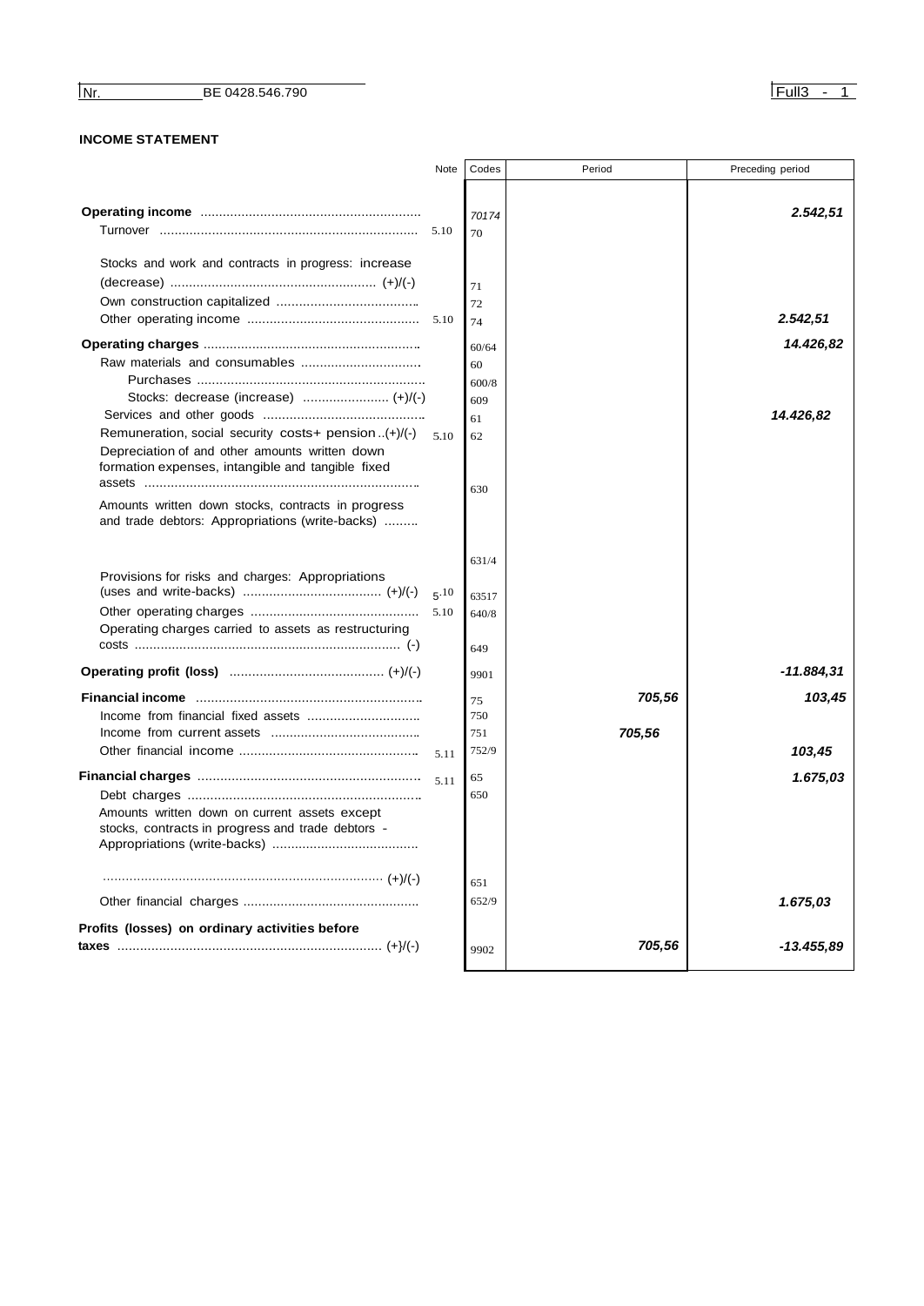Nr. BE 0428.546.790

## INCOME STATEMENT

| | Note | Codes | Period | Preceding period |
|---|---|---|---|---|
| **Operating income** | | 70174 | | **2.542,51** |
| Turnover | 5.10 | 70 | | |
| Stocks and work and contracts in progress: increase (decrease) (+)/(-) | | 71 | | |
| Own construction capitalized | | 72 | | |
| Other operating income | 5.10 | 74 | | **2.542,51** |
| **Operating charges** | | 60/64 | | **14.426,82** |
| Raw materials and consumables | | 60 | | |
| Purchases | | 600/8 | | |
| Stocks: decrease (increase) (+)/(-) | | 609 | | |
| Services and other goods | | 61 | | **14.426,82** |
| Remuneration, social security costs+ pension (+)/(-) | 5.10 | 62 | | |
| Depreciation of and other amounts written down formation expenses, intangible and tangible fixed assets | | 630 | | |
| Amounts written down stocks, contracts in progress and trade debtors: Appropriations (write-backs) | | 631/4 | | |
| Provisions for risks and charges: Appropriations (uses and write-backs) (+)/(-) | 5.10 | 63517 | | |
| Other operating charges | 5.10 | 640/8 | | |
| Operating charges carried to assets as restructuring costs (-) | | 649 | | |
| **Operating profit (loss)** (+)/(-) | | 9901 | | **-11.884,31** |
| **Financial income** | | 75 | **705,56** | **103,45** |
| Income from financial fixed assets | | 750 | | |
| Income from current assets | | 751 | **705,56** | |
| Other financial income | 5.11 | 752/9 | | **103,45** |
| **Financial charges** | 5.11 | 65 | | **1.675,03** |
| Debt charges | | 650 | | |
| Amounts written down on current assets except stocks, contracts in progress and trade debtors - Appropriations (write-backs) (+)/(-) | | 651 | | |
| Other financial charges | | 652/9 | | **1.675,03** |
| **Profits (losses) on ordinary activities before taxes** (+)/(-) | | 9902 | **705,56** | **-13.455,89** |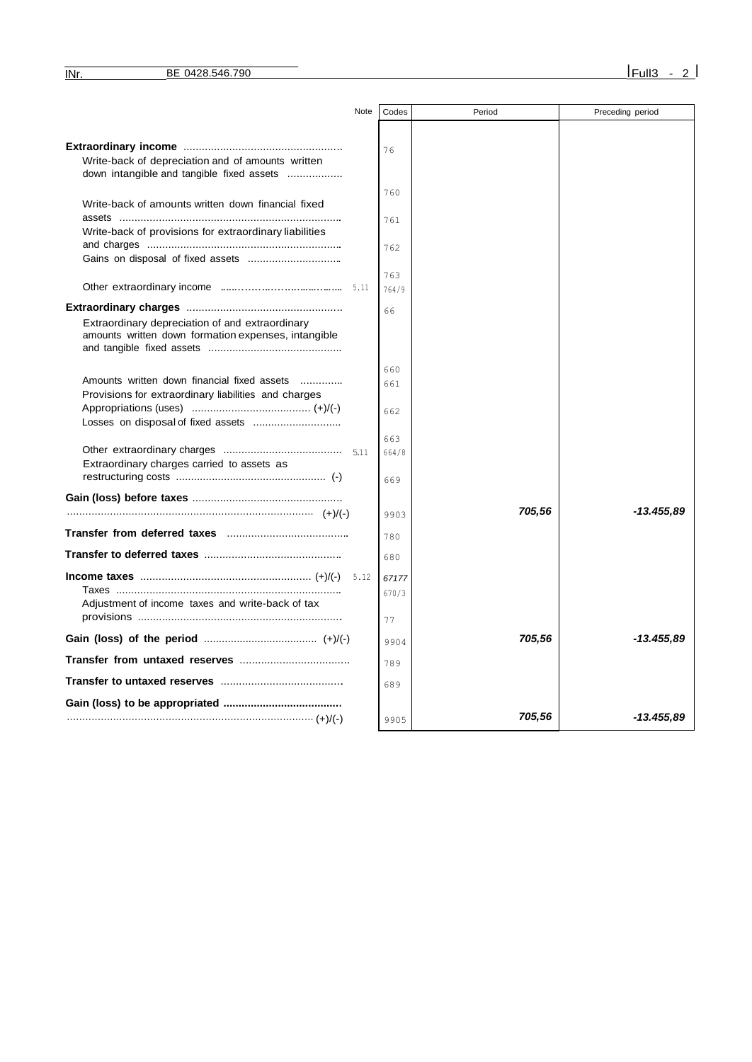| | Note | Codes | Period | Preceding period |
|---|---|---|---|---|
| **Extraordinary income** | | 76 | | |
| Write-back of depreciation and of amounts written down intangible and tangible fixed assets | | 760 | | |
| Write-back of amounts written down financial fixed assets | | 761 | | |
| Write-back of provisions for extraordinary liabilities and charges | | 762 | | |
| Gains on disposal of fixed assets | | 763 | | |
| Other extraordinary income | 5.11 | 764/9 | | |
| **Extraordinary charges** | | 66 | | |
| Extraordinary depreciation of and extraordinary amounts written down formation expenses, intangible and tangible fixed assets | | 660 | | |
| Amounts written down financial fixed assets | | 661 | | |
| Provisions for extraordinary liabilities and charges Appropriations (uses) (+)/(-) | | 662 | | |
| Losses on disposal of fixed assets | | 663 | | |
| Other extraordinary charges | 5.11 | 664/8 | | |
| Extraordinary charges carried to assets as restructuring costs (-) | | 669 | | |
| **Gain (loss) before taxes** (+)/(-) | | 9903 | ***705,56*** | ***-13.455,89*** |
| **Transfer from deferred taxes** | | 780 | | |
| **Transfer to deferred taxes** | | 680 | | |
| **Income taxes** (+)/(-) | 5.12 | 67177 | | |
| Taxes | | 670/3 | | |
| Adjustment of income taxes and write-back of tax provisions | | 77 | | |
| **Gain (loss) of the period** (+)/(-) | | 9904 | ***705,56*** | ***-13.455,89*** |
| **Transfer from untaxed reserves** | | 789 | | |
| **Transfer to untaxed reserves** | | 689 | | |
| **Gain (loss) to be appropriated** (+)/(-) | | 9905 | ***705,56*** | ***-13.455,89*** |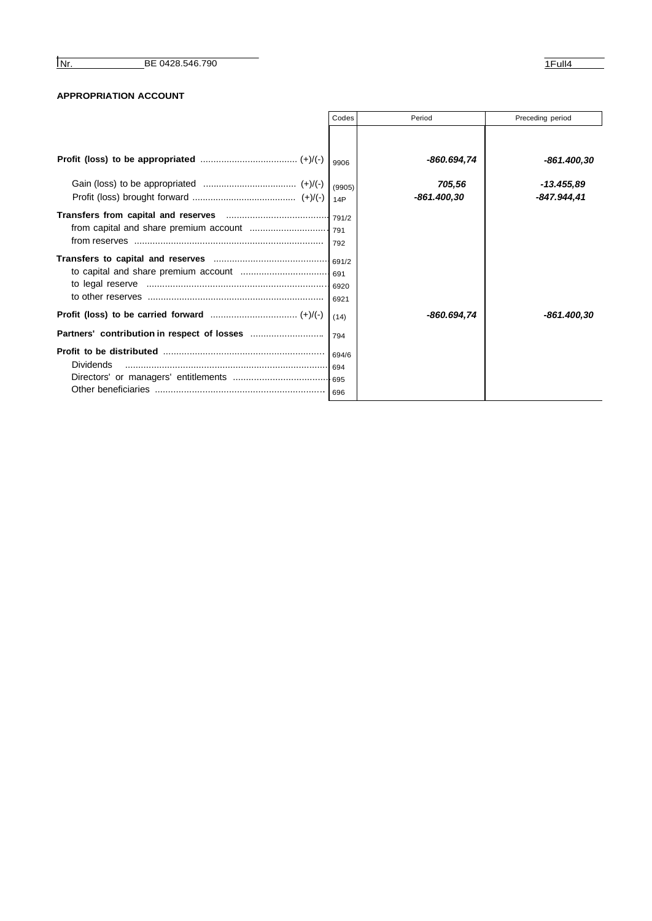| Nr. | BE 0428.546.790 |
|---|---|

## APPROPRIATION ACCOUNT

| | Codes | Period | Preceding period |
|---|---|---|---|
| **Profit (loss) to be appropriated** (+)/(-) | 9906 | *-860.694,74* | *-861.400,30* |
| Gain (loss) to be appropriated (+)/(-) | (9905) | *705,56* | *-13.455,89* |
| Profit (loss) brought forward (+)/(-) | 14P | *-861.400,30* | *-847.944,41* |
| **Transfers from capital and reserves** | 791/2 | | |
| from capital and share premium account | 791 | | |
| from reserves | 792 | | |
| **Transfers to capital and reserves** | 691/2 | | |
| to capital and share premium account | 691 | | |
| to legal reserve | 6920 | | |
| to other reserves | 6921 | | |
| **Profit (loss) to be carried forward** (+)/(-) | (14) | *-860.694,74* | *-861.400,30* |
| **Partners' contribution in respect of losses** | 794 | | |
| **Profit to be distributed** | 694/6 | | |
| Dividends | 694 | | |
| Directors' or managers' entitlements | 695 | | |
| Other beneficiaries | 696 | | |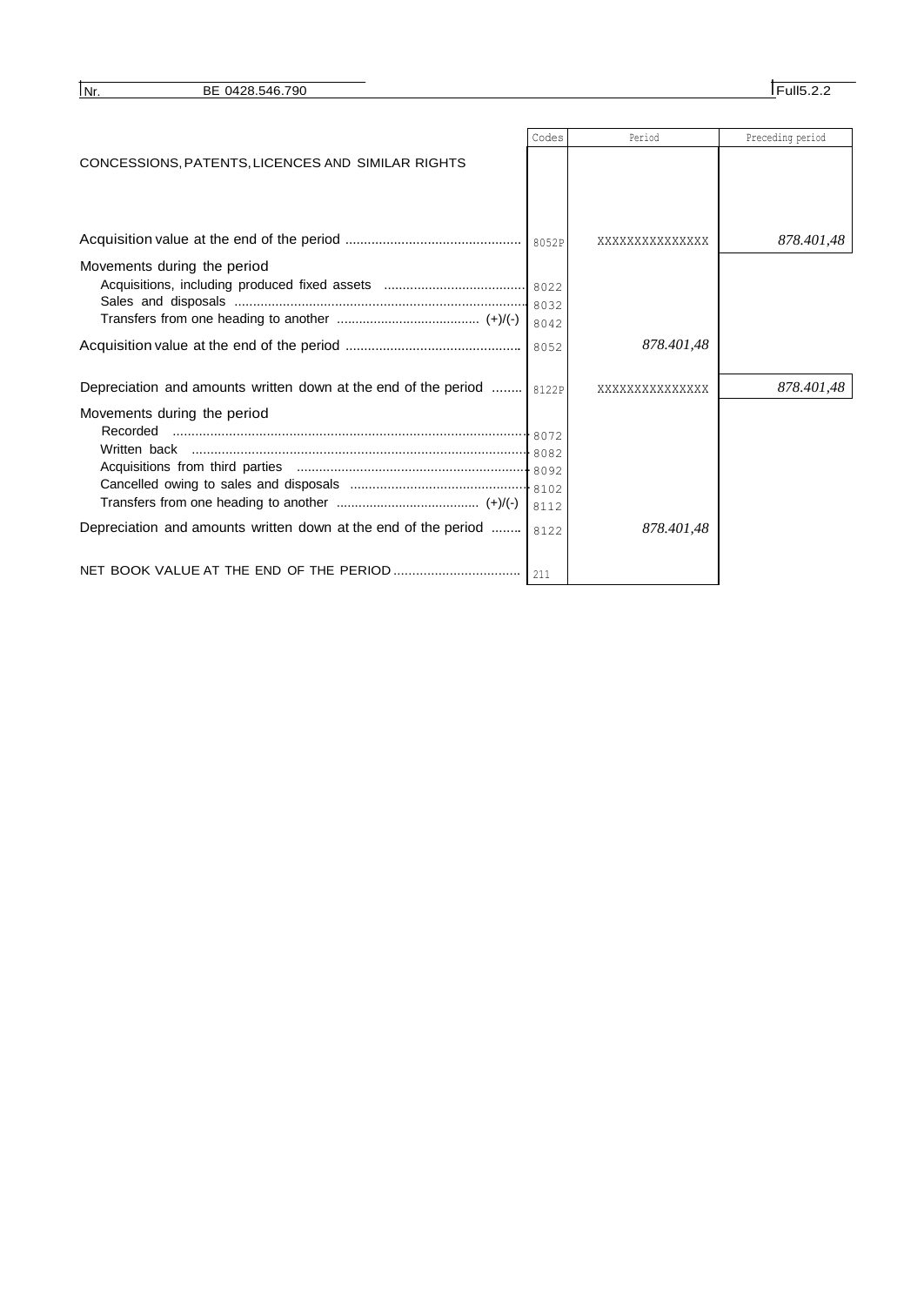| | Codes | Period | Preceding period |
|---|---|---|---|
| CONCESSIONS, PATENTS, LICENCES AND SIMILAR RIGHTS | | | |
| Acquisition value at the end of the period | 8052P | XXXXXXXXXXXXXXX | 878.401,48 |
| Movements during the period | | | |
| Acquisitions, including produced fixed assets | 8022 | | |
| Sales and disposals | 8032 | | |
| Transfers from one heading to another (+)/(-) | 8042 | | |
| Acquisition value at the end of the period | 8052 | 878.401,48 | |
| Depreciation and amounts written down at the end of the period | 8122P | XXXXXXXXXXXXXXX | 878.401,48 |
| Movements during the period | | | |
| Recorded | 8072 | | |
| Written back | 8082 | | |
| Acquisitions from third parties | 8092 | | |
| Cancelled owing to sales and disposals | 8102 | | |
| Transfers from one heading to another (+)/(-) | 8112 | | |
| Depreciation and amounts written down at the end of the period | 8122 | 878.401,48 | |
| NET BOOK VALUE AT THE END OF THE PERIOD | 211 | | |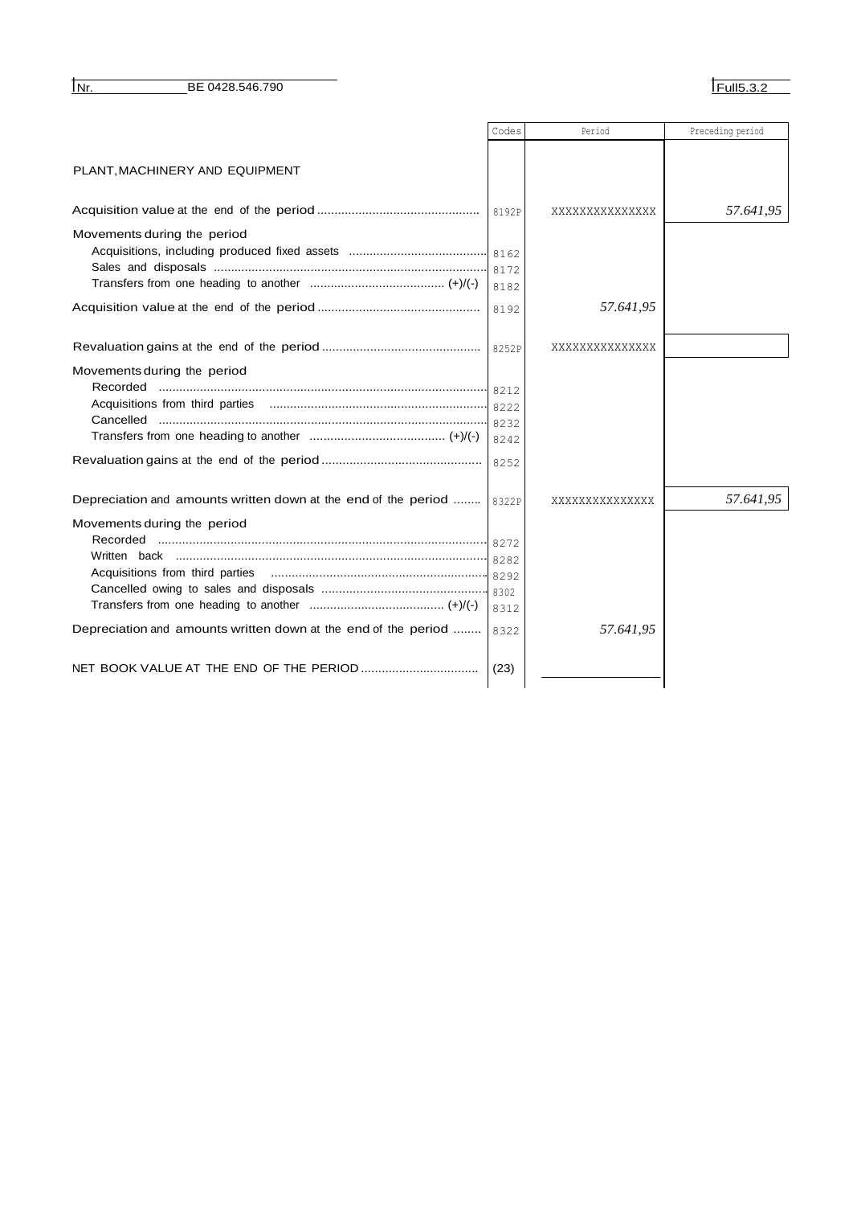Nr. BE 0428.546.790 Full5.3.2

| | Codes | Period | Preceding period |
|---|---|---|---|
| PLANT, MACHINERY AND EQUIPMENT | | | |
| Acquisition value at the end of the period | 8192P | XXXXXXXXXXXXXXX | 57.641,95 |
| Movements during the period | | | |
| Acquisitions, including produced fixed assets | 8162 | | |
| Sales and disposals | 8172 | | |
| Transfers from one heading to another (+)/(-) | 8182 | | |
| Acquisition value at the end of the period | 8192 | 57.641,95 | |
| Revaluation gains at the end of the period | 8252P | XXXXXXXXXXXXXXX | |
| Movements during the period | | | |
| Recorded | 8212 | | |
| Acquisitions from third parties | 8222 | | |
| Cancelled | 8232 | | |
| Transfers from one heading to another (+)/(-) | 8242 | | |
| Revaluation gains at the end of the period | 8252 | | |
| Depreciation and amounts written down at the end of the period | 8322P | XXXXXXXXXXXXXXX | 57.641,95 |
| Movements during the period | | | |
| Recorded | 8272 | | |
| Written back | 8282 | | |
| Acquisitions from third parties | 8292 | | |
| Cancelled owing to sales and disposals | 8302 | | |
| Transfers from one heading to another (+)/(-) | 8312 | | |
| Depreciation and amounts written down at the end of the period | 8322 | 57.641,95 | |
| NET BOOK VALUE AT THE END OF THE PERIOD | (23) | | |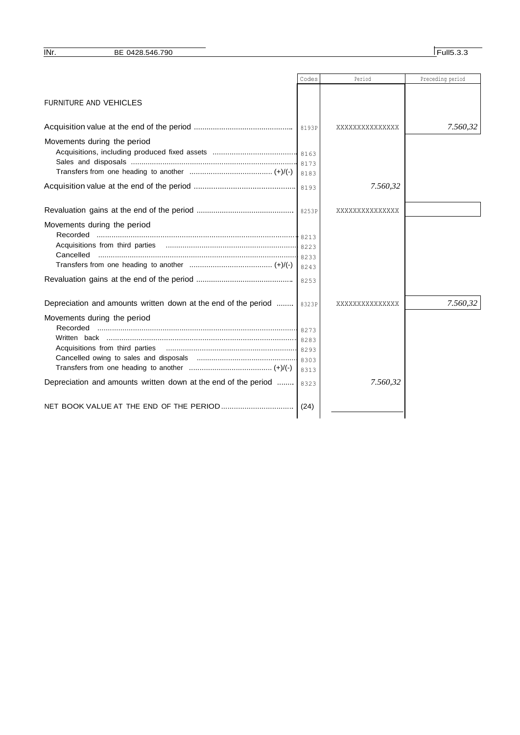| | Codes | Period | Preceding period |
|---|---|---|---|
| FURNITURE AND VEHICLES | | | |
| Acquisition value at the end of the period | 8193P | XXXXXXXXXXXXXX | 7.560,32 |
| Movements during the period | | | |
| Acquisitions, including produced fixed assets | 8163 | | |
| Sales and disposals | 8173 | | |
| Transfers from one heading to another (+)/(-) | 8183 | | |
| Acquisition value at the end of the period | 8193 | 7.560,32 | |
| Revaluation gains at the end of the period | 8253P | XXXXXXXXXXXXXX | |
| Movements during the period | | | |
| Recorded | 8213 | | |
| Acquisitions from third parties | 8223 | | |
| Cancelled | 8233 | | |
| Transfers from one heading to another (+)/(-) | 8243 | | |
| Revaluation gains at the end of the period | 8253 | | |
| Depreciation and amounts written down at the end of the period | 8323P | XXXXXXXXXXXXXX | 7.560,32 |
| Movements during the period | | | |
| Recorded | 8273 | | |
| Written back | 8283 | | |
| Acquisitions from third parties | 8293 | | |
| Cancelled owing to sales and disposals | 8303 | | |
| Transfers from one heading to another (+)/(-) | 8313 | | |
| Depreciation and amounts written down at the end of the period | 8323 | 7.560,32 | |
| NET BOOK VALUE AT THE END OF THE PERIOD | (24) | | |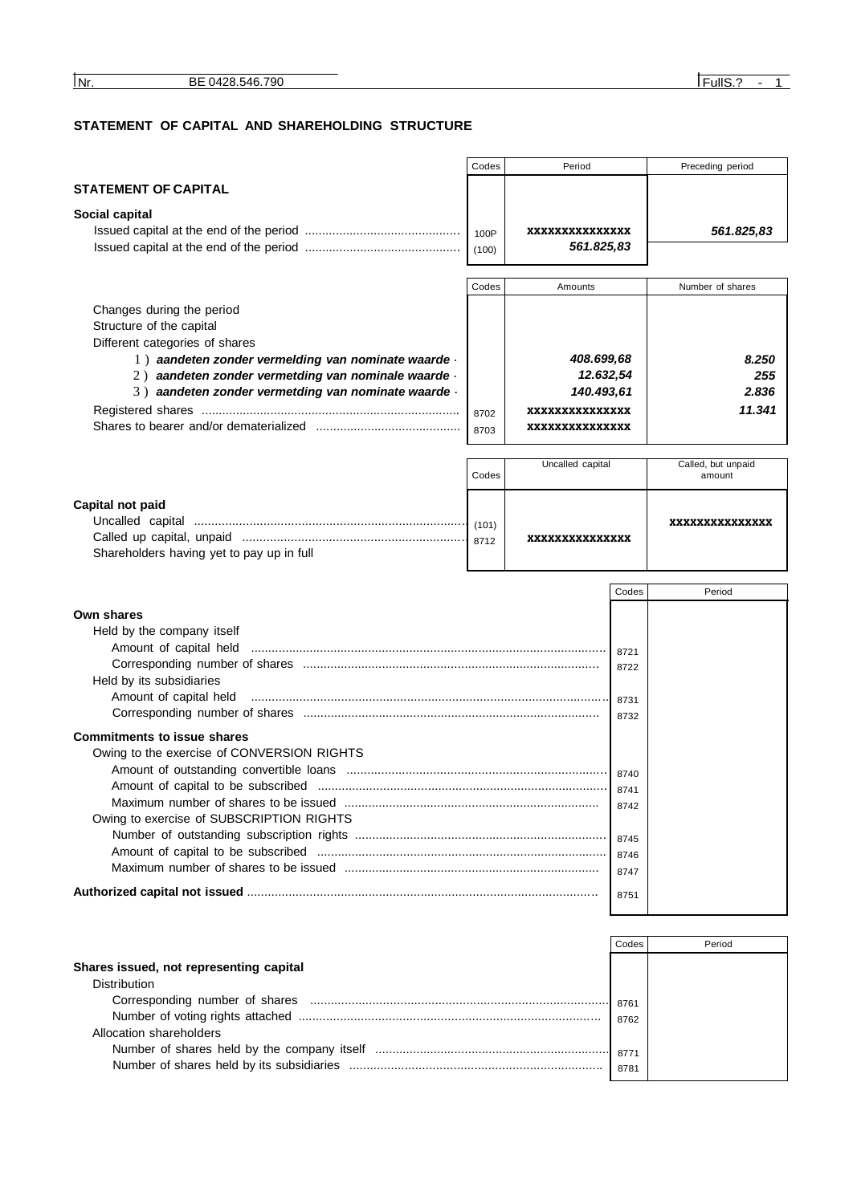## STATEMENT OF CAPITAL AND SHAREHOLDING STRUCTURE

| | Codes | Period | Preceding period |
|---|---|---|---|
| **STATEMENT OF CAPITAL** | | | |
| **Social capital** | | | |
| Issued capital at the end of the period | 100P | xxxxxxxxxxxxxxx | ***561.825,83*** |
| Issued capital at the end of the period | (100) | ***561.825,83*** | |

| | Codes | Amounts | Number of shares |
|---|---|---|---|
| Changes during the period | | | |
| Structure of the capital | | | |
| Different categories of shares | | | |
| 1 ) ***aandeten zonder vermelding van nominate waarde*** · | | ***408.699,68*** | ***8.250*** |
| 2 ) ***aandeten zonder vermetding van nominale waarde*** · | | ***12.632,54*** | ***255*** |
| 3 ) ***aandeten zonder vermetding van nominate waarde*** · | | ***140.493,61*** | ***2.836*** |
| Registered shares | 8702 | xxxxxxxxxxxxxxx | ***11.341*** |
| Shares to bearer and/or dematerialized | 8703 | xxxxxxxxxxxxxxx | |

| | Codes | Uncalled capital | Called, but unpaid amount |
|---|---|---|---|
| **Capital not paid** | | | |
| Uncalled capital | (101) | | xxxxxxxxxxxxxxx |
| Called up capital, unpaid | 8712 | xxxxxxxxxxxxxxx | |
| Shareholders having yet to pay up in full | | | |

| | Codes | Period |
|---|---|---|
| **Own shares** | | |
| Held by the company itself | | |
| Amount of capital held | 8721 | |
| Corresponding number of shares | 8722 | |
| Held by its subsidiaries | | |
| Amount of capital held | 8731 | |
| Corresponding number of shares | 8732 | |
| **Commitments to issue shares** | | |
| Owing to the exercise of CONVERSION RIGHTS | | |
| Amount of outstanding convertible loans | 8740 | |
| Amount of capital to be subscribed | 8741 | |
| Maximum number of shares to be issued | 8742 | |
| Owing to exercise of SUBSCRIPTION RIGHTS | | |
| Number of outstanding subscription rights | 8745 | |
| Amount of capital to be subscribed | 8746 | |
| Maximum number of shares to be issued | 8747 | |
| **Authorized capital not issued** | 8751 | |

| | Codes | Period |
|---|---|---|
| **Shares issued, not representing capital** | | |
| Distribution | | |
| Corresponding number of shares | 8761 | |
| Number of voting rights attached | 8762 | |
| Allocation shareholders | | |
| Number of shares held by the company itself | 8771 | |
| Number of shares held by its subsidiaries | 8781 | |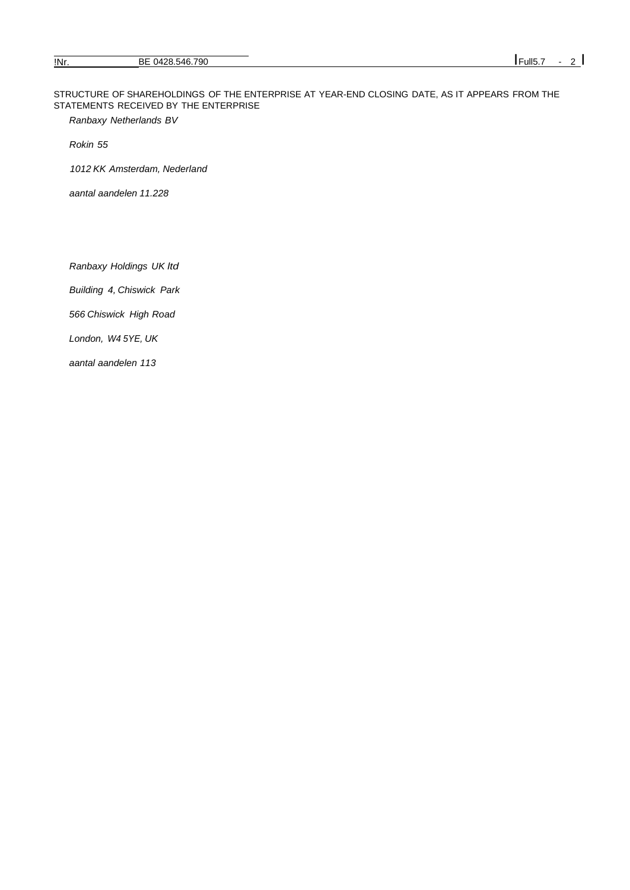STRUCTURE OF SHAREHOLDINGS OF THE ENTERPRISE AT YEAR-END CLOSING DATE, AS IT APPEARS FROM THE STATEMENTS RECEIVED BY THE ENTERPRISE

*Ranbaxy Netherlands BV*

*Rokin 55*

*1012 KK Amsterdam, Nederland*

*aantal aandelen 11.228*

*Ranbaxy Holdings UK ltd*

*Building 4, Chiswick Park*

*566 Chiswick High Road*

*London, W4 5YE, UK*

*aantal aandelen 113*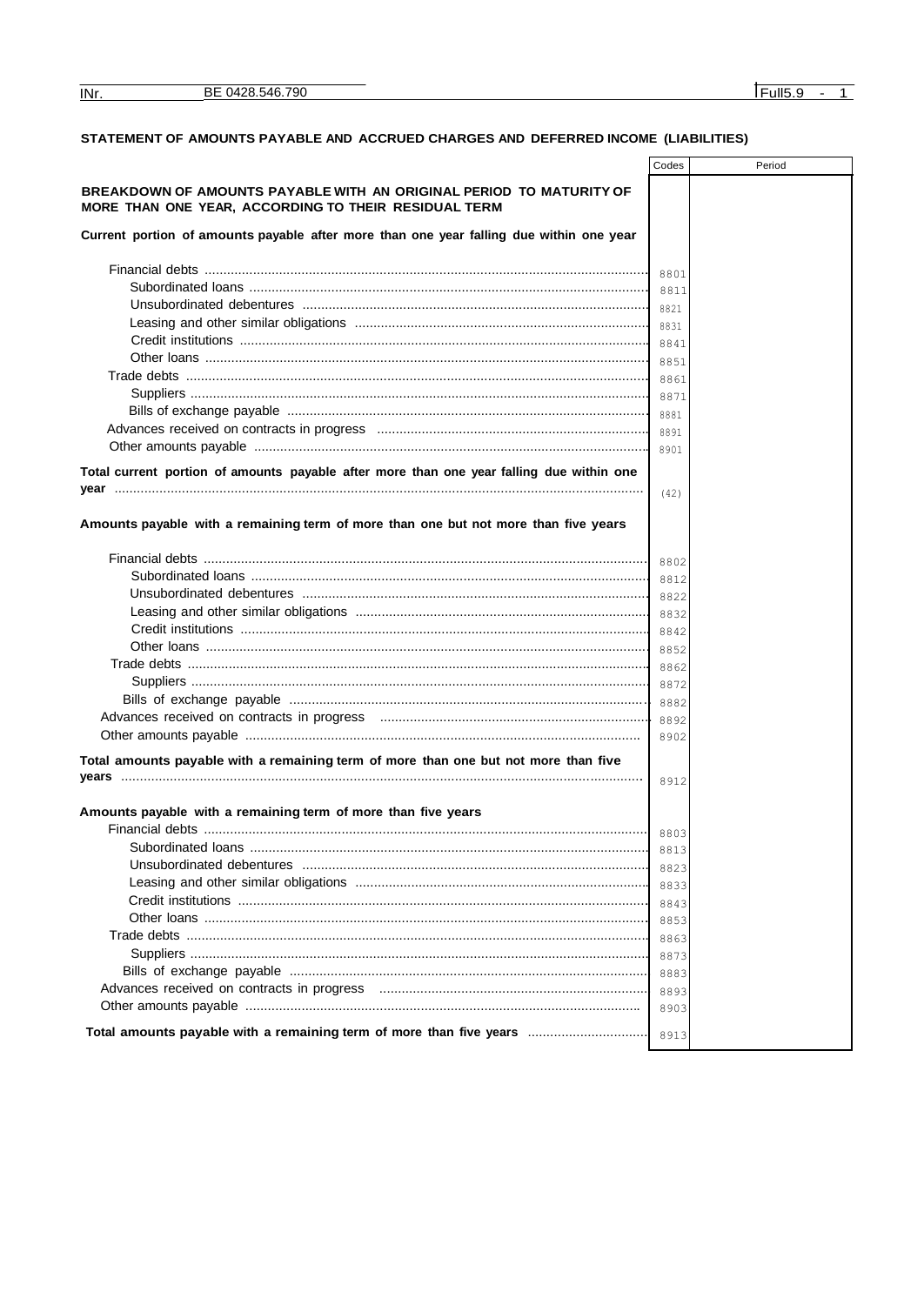## STATEMENT OF AMOUNTS PAYABLE AND ACCRUED CHARGES AND DEFERRED INCOME (LIABILITIES)

| | Codes | Period |
|---|---|---|
| **BREAKDOWN OF AMOUNTS PAYABLE WITH AN ORIGINAL PERIOD TO MATURITY OF MORE THAN ONE YEAR, ACCORDING TO THEIR RESIDUAL TERM** | | |
| **Current portion of amounts payable after more than one year falling due within one year** | | |
| Financial debts | 8801 | |
| Subordinated loans | 8811 | |
| Unsubordinated debentures | 8821 | |
| Leasing and other similar obligations | 8831 | |
| Credit institutions | 8841 | |
| Other loans | 8851 | |
| Trade debts | 8861 | |
| Suppliers | 8871 | |
| Bills of exchange payable | 8881 | |
| Advances received on contracts in progress | 8891 | |
| Other amounts payable | 8901 | |
| **Total current portion of amounts payable after more than one year falling due within one year** | (42) | |
| **Amounts payable with a remaining term of more than one but not more than five years** | | |
| Financial debts | 8802 | |
| Subordinated loans | 8812 | |
| Unsubordinated debentures | 8822 | |
| Leasing and other similar obligations | 8832 | |
| Credit institutions | 8842 | |
| Other loans | 8852 | |
| Trade debts | 8862 | |
| Suppliers | 8872 | |
| Bills of exchange payable | 8882 | |
| Advances received on contracts in progress | 8892 | |
| Other amounts payable | 8902 | |
| **Total amounts payable with a remaining term of more than one but not more than five years** | 8912 | |
| **Amounts payable with a remaining term of more than five years** | | |
| Financial debts | 8803 | |
| Subordinated loans | 8813 | |
| Unsubordinated debentures | 8823 | |
| Leasing and other similar obligations | 8833 | |
| Credit institutions | 8843 | |
| Other loans | 8853 | |
| Trade debts | 8863 | |
| Suppliers | 8873 | |
| Bills of exchange payable | 8883 | |
| Advances received on contracts in progress | 8893 | |
| Other amounts payable | 8903 | |
| **Total amounts payable with a remaining term of more than five years** | 8913 | |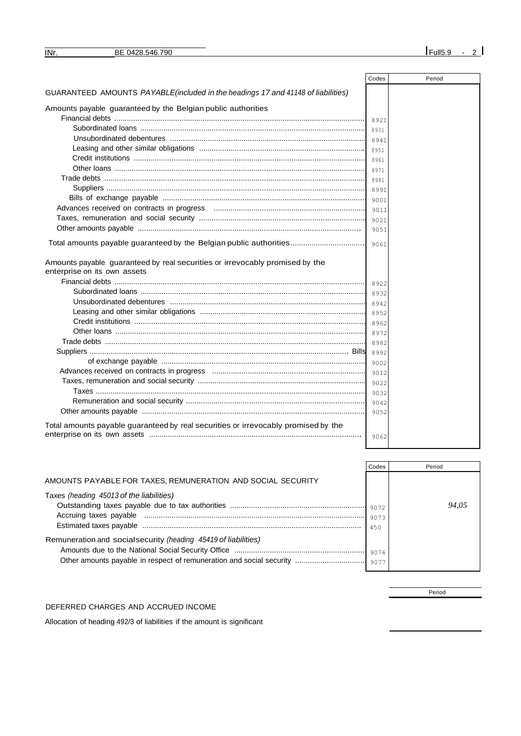| | Codes | Period |
|---|---|---|
| GUARANTEED AMOUNTS *PAYABLE(included in the headings 17 and 41148 of liabilities)* | | |
| Amounts payable guaranteed by the Belgian public authorities | | |
| Financial debts | 8921 | |
| Subordinated loans | 8931 | |
| Unsubordinated debentures | 8941 | |
| Leasing and other similar obligations | 8951 | |
| Credit institutions | 8961 | |
| Other loans | 8971 | |
| Trade debts | 8981 | |
| Suppliers | 8991 | |
| Bills of exchange payable | 9001 | |
| Advances received on contracts in progress | 9011 | |
| Taxes, remuneration and social security | 9021 | |
| Other amounts payable | 9051 | |
| Total amounts payable guaranteed by the Belgian public authorities | 9061 | |
| Amounts payable guaranteed by real securities or irrevocably promised by the enterprise on its own assets | | |
| Financial debts | 8922 | |
| Subordinated loans | 8932 | |
| Unsubordinated debentures | 8942 | |
| Leasing and other similar obligations | 8952 | |
| Credit institutions | 8962 | |
| Other loans | 8972 | |
| Trade debts | 8982 | |
| Suppliers | 8992 | |
| Bills of exchange payable | 9002 | |
| Advances received on contracts in progress | 9012 | |
| Taxes, remuneration and social security | 9022 | |
| Taxes | 9032 | |
| Remuneration and social security | 9042 | |
| Other amounts payable | 9052 | |
| Total amounts payable guaranteed by real securities or irrevocably promised by the enterprise on its own assets | 9062 | |

| | Codes | Period |
|---|---|---|
| AMOUNTS PAYABLE FOR TAXES, REMUNERATION AND SOCIAL SECURITY | | |
| Taxes *(heading 45013 of the liabilities)* | | |
| Outstanding taxes payable due to tax authorities | 9072 | *94,05* |
| Accruing taxes payable | 9073 | |
| Estimated taxes payable | 450 | |
| Remuneration and social security *(heading 45419 of liabilities)* | | |
| Amounts due to the National Social Security Office | 9076 | |
| Other amounts payable in respect of remuneration and social security | 9077 | |

| | Period |
|---|---|
| DEFERRED CHARGES AND ACCRUED INCOME | |
| Allocation of heading 492/3 of liabilities if the amount is significant | |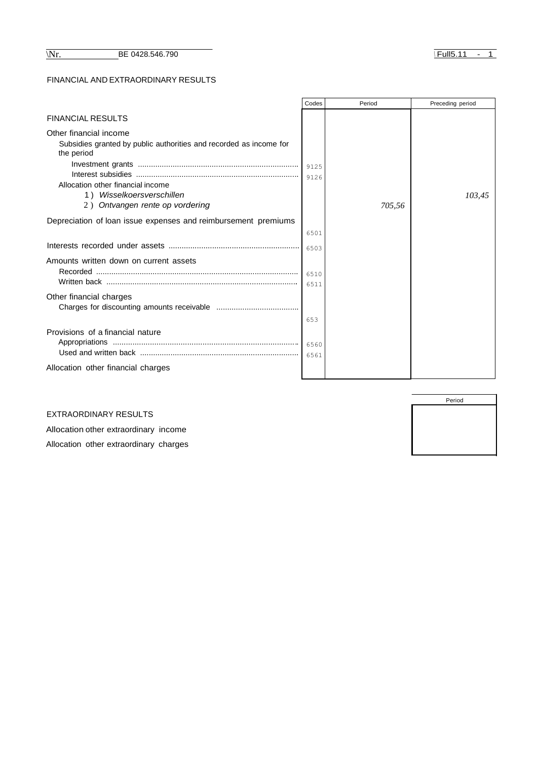Nr. BE 0428.546.790

## FINANCIAL AND EXTRAORDINARY RESULTS

| | Codes | Period | Preceding period |
|---|---|---|---|
| **FINANCIAL RESULTS** | | | |
| Other financial income | | | |
| Subsidies granted by public authorities and recorded as income for the period | | | |
| Investment grants | 9125 | | |
| Interest subsidies | 9126 | | |
| Allocation other financial income | | | |
| 1 ) *Wisselkoersverschillen* | | | *103,45* |
| 2 ) *Ontvangen rente op vordering* | | *705,56* | |
| Depreciation of loan issue expenses and reimbursement premiums | 6501 | | |
| Interests recorded under assets | 6503 | | |
| Amounts written down on current assets | | | |
| Recorded | 6510 | | |
| Written back | 6511 | | |
| Other financial charges | | | |
| Charges for discounting amounts receivable | 653 | | |
| Provisions of a financial nature | | | |
| Appropriations | 6560 | | |
| Used and written back | 6561 | | |
| Allocation other financial charges | | | |

| | Period |
|---|---|
| **EXTRAORDINARY RESULTS** | |
| Allocation other extraordinary income | |
| Allocation other extraordinary charges | |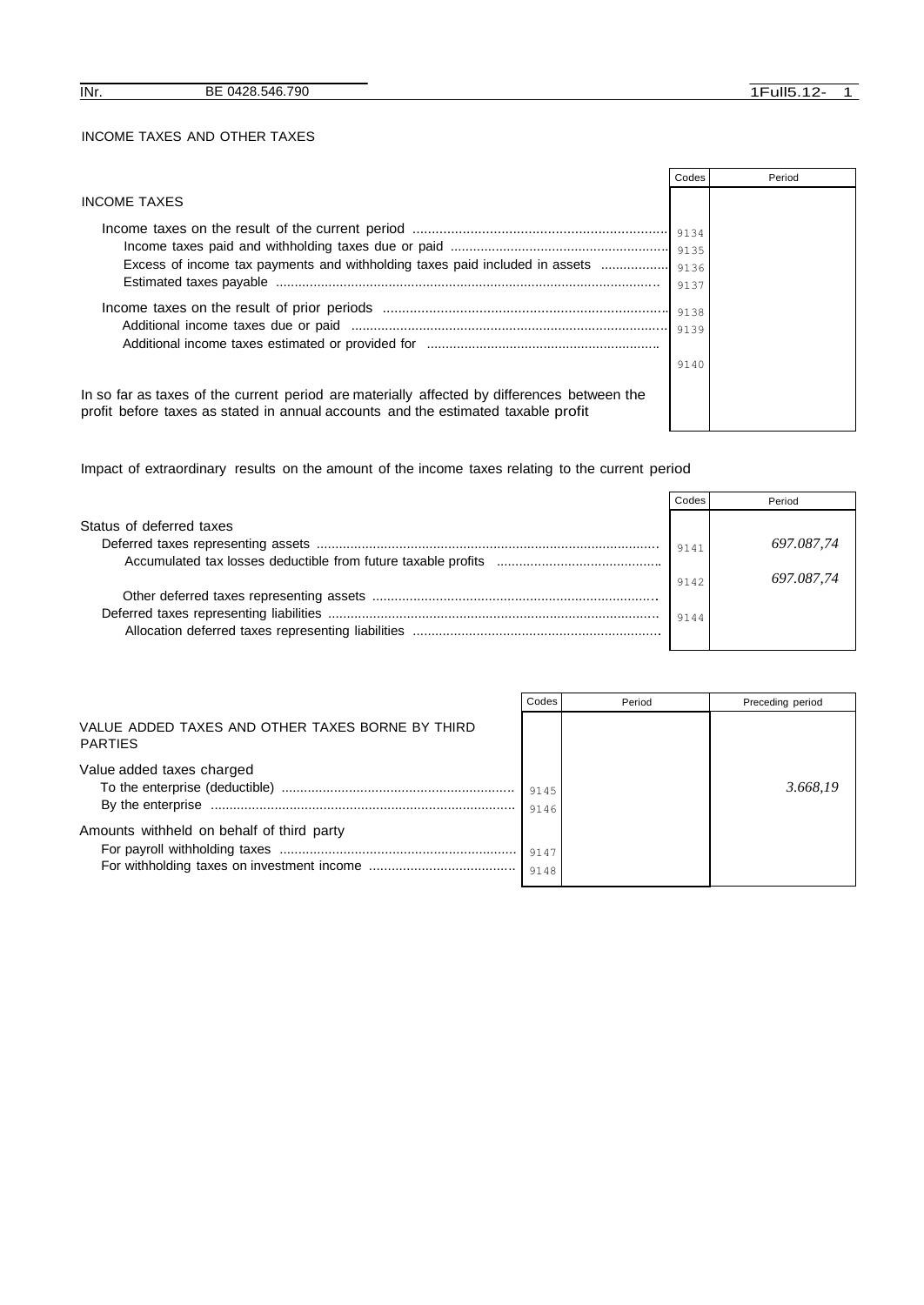## INCOME TAXES AND OTHER TAXES

| | Codes | Period |
|---|---|---|
| **INCOME TAXES** | | |
| Income taxes on the result of the current period | 9134 | |
| Income taxes paid and withholding taxes due or paid | 9135 | |
| Excess of income tax payments and withholding taxes paid included in assets | 9136 | |
| Estimated taxes payable | 9137 | |
| Income taxes on the result of prior periods | 9138 | |
| Additional income taxes due or paid | 9139 | |
| Additional income taxes estimated or provided for | 9140 | |
| In so far as taxes of the current period are materially affected by differences between the profit before taxes as stated in annual accounts and the estimated taxable profit | | |

Impact of extraordinary results on the amount of the income taxes relating to the current period

| | Codes | Period |
|---|---|---|
| Status of deferred taxes | | |
| Deferred taxes representing assets | 9141 | *697.087,74* |
| Accumulated tax losses deductible from future taxable profits | 9142 | *697.087,74* |
| Other deferred taxes representing assets | | |
| Deferred taxes representing liabilities | 9144 | |
| Allocation deferred taxes representing liabilities | | |

| | Codes | Period | Preceding period |
|---|---|---|---|
| VALUE ADDED TAXES AND OTHER TAXES BORNE BY THIRD PARTIES | | | |
| Value added taxes charged | | | |
| To the enterprise (deductible) | 9145 | | *3.668,19* |
| By the enterprise | 9146 | | |
| Amounts withheld on behalf of third party | | | |
| For payroll withholding taxes | 9147 | | |
| For withholding taxes on investment income | 9148 | | |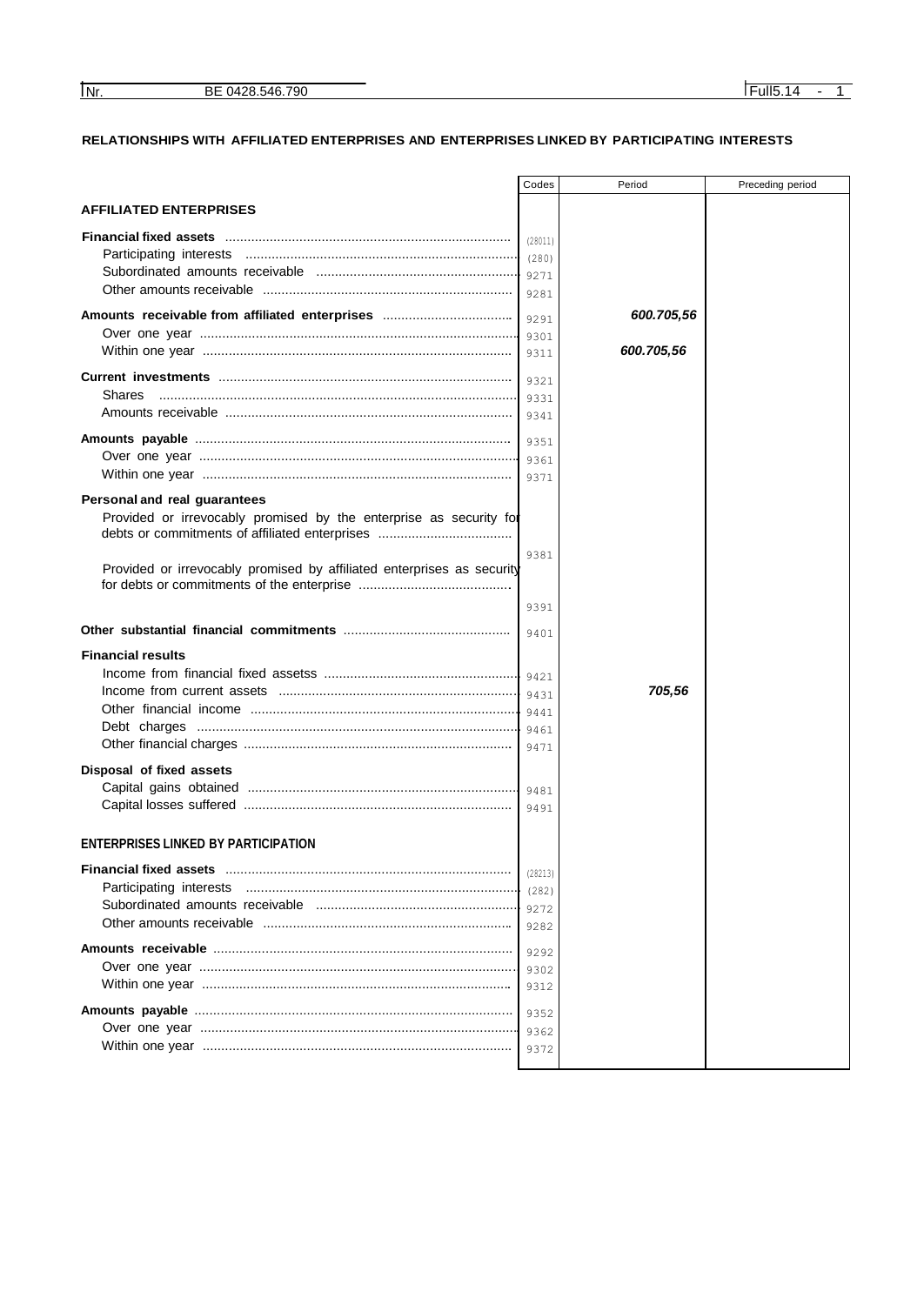## RELATIONSHIPS WITH AFFILIATED ENTERPRISES AND ENTERPRISES LINKED BY PARTICIPATING INTERESTS

| | Codes | Period | Preceding period |
|---|---|---|---|
| **AFFILIATED ENTERPRISES** | | | |
| **Financial fixed assets** | (28011) | | |
| Participating interests | (280) | | |
| Subordinated amounts receivable | 9271 | | |
| Other amounts receivable | 9281 | | |
| **Amounts receivable from affiliated enterprises** | 9291 | 600.705,56 | |
| Over one year | 9301 | | |
| Within one year | 9311 | 600.705,56 | |
| **Current investments** | 9321 | | |
| Shares | 9331 | | |
| Amounts receivable | 9341 | | |
| **Amounts payable** | 9351 | | |
| Over one year | 9361 | | |
| Within one year | 9371 | | |
| **Personal and real guarantees** | | | |
| Provided or irrevocably promised by the enterprise as security for debts or commitments of affiliated enterprises | 9381 | | |
| Provided or irrevocably promised by affiliated enterprises as security for debts or commitments of the enterprise | 9391 | | |
| **Other substantial financial commitments** | 9401 | | |
| **Financial results** | | | |
| Income from financial fixed assetss | 9421 | | |
| Income from current assets | 9431 | 705,56 | |
| Other financial income | 9441 | | |
| Debt charges | 9461 | | |
| Other financial charges | 9471 | | |
| **Disposal of fixed assets** | | | |
| Capital gains obtained | 9481 | | |
| Capital losses suffered | 9491 | | |
| **ENTERPRISES LINKED BY PARTICIPATION** | | | |
| **Financial fixed assets** | (28213) | | |
| Participating interests | (282) | | |
| Subordinated amounts receivable | 9272 | | |
| Other amounts receivable | 9282 | | |
| **Amounts receivable** | 9292 | | |
| Over one year | 9302 | | |
| Within one year | 9312 | | |
| **Amounts payable** | 9352 | | |
| Over one year | 9362 | | |
| Within one year | 9372 | | |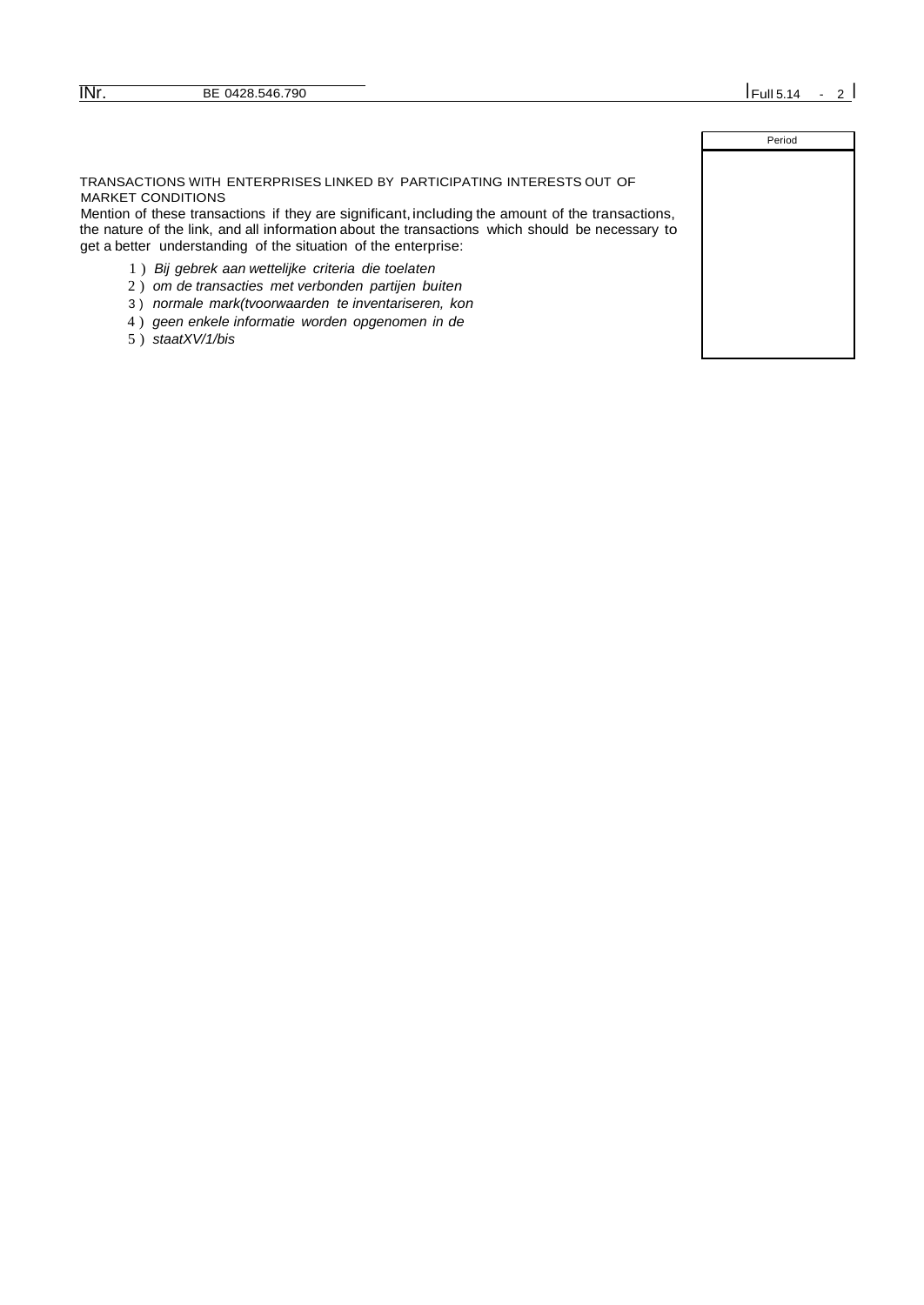| | Period |
|---|---|
| TRANSACTIONS WITH ENTERPRISES LINKED BY PARTICIPATING INTERESTS OUT OF MARKET CONDITIONS<br>Mention of these transactions if they are significant, including the amount of the transactions, the nature of the link, and all information about the transactions which should be necessary to get a better understanding of the situation of the enterprise: | |

1 ) *Bij gebrek aan wettelijke criteria die toelaten*
2 ) *om de transacties met verbonden partijen buiten*
3 ) *normale mark(tvoorwaarden te inventariseren, kon*
4 ) *geen enkele informatie worden opgenomen in de*
5 ) *staatXV/1/bis*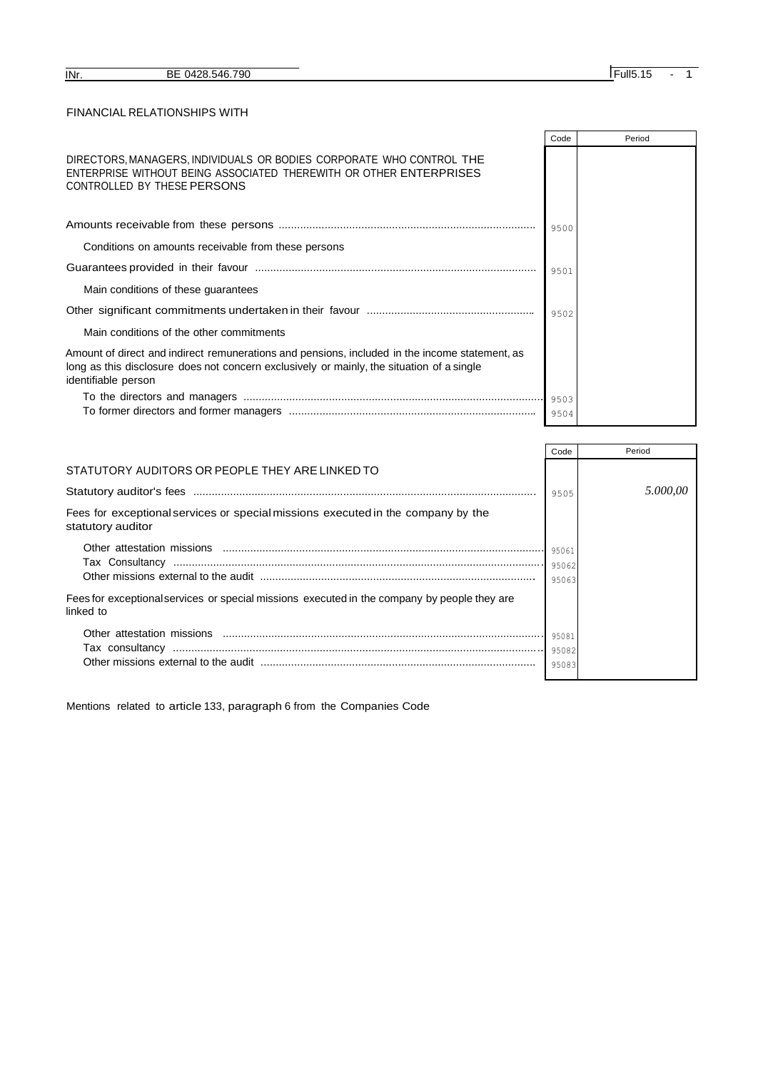## FINANCIAL RELATIONSHIPS WITH

| | Code | Period |
|---|---|---|
| DIRECTORS, MANAGERS, INDIVIDUALS OR BODIES CORPORATE WHO CONTROL THE ENTERPRISE WITHOUT BEING ASSOCIATED THEREWITH OR OTHER ENTERPRISES CONTROLLED BY THESE PERSONS | | |
| Amounts receivable from these persons | 9500 | |
| Conditions on amounts receivable from these persons | | |
| Guarantees provided in their favour | 9501 | |
| Main conditions of these guarantees | | |
| Other significant commitments undertaken in their favour | 9502 | |
| Main conditions of the other commitments | | |
| Amount of direct and indirect remunerations and pensions, included in the income statement, as long as this disclosure does not concern exclusively or mainly, the situation of a single identifiable person | | |
| To the directors and managers | 9503 | |
| To former directors and former managers | 9504 | |

| | Code | Period |
|---|---|---|
| STATUTORY AUDITORS OR PEOPLE THEY ARE LINKED TO | | |
| Statutory auditor's fees | 9505 | *5.000,00* |
| Fees for exceptional services or special missions executed in the company by the statutory auditor | | |
| Other attestation missions | 95061 | |
| Tax Consultancy | 95062 | |
| Other missions external to the audit | 95063 | |
| Fees for exceptional services or special missions executed in the company by people they are linked to | | |
| Other attestation missions | 95081 | |
| Tax consultancy | 95082 | |
| Other missions external to the audit | 95083 | |

Mentions related to article 133, paragraph 6 from the Companies Code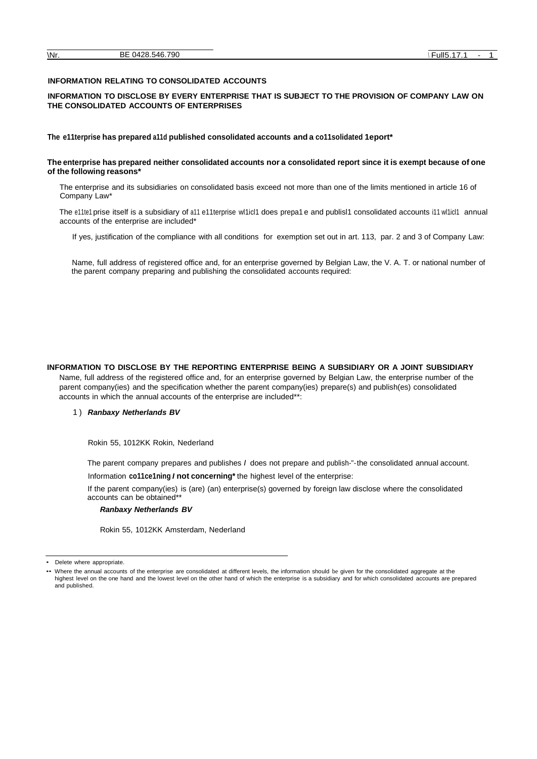**INFORMATION RELATING TO CONSOLIDATED ACCOUNTS**

**INFORMATION TO DISCLOSE BY EVERY ENTERPRISE THAT IS SUBJECT TO THE PROVISION OF COMPANY LAW ON THE CONSOLIDATED ACCOUNTS OF ENTERPRISES**

**The e11terprise has prepared a11d published consolidated accounts and a co11solidated 1eport***

**The enterprise has prepared neither consolidated accounts nor a consolidated report since it is exempt because of one of the following reasons***

The enterprise and its subsidiaries on consolidated basis exceed not more than one of the limits mentioned in article 16 of Company Law*

The e11te1prise itself is a subsidiary of a11 e11terprise wl1icl1 does prepa1e and publisl1 consolidated accounts i11 wl1icl1 annual accounts of the enterprise are included*

If yes, justification of the compliance with all conditions for exemption set out in art. 113, par. 2 and 3 of Company Law:

Name, full address of registered office and, for an enterprise governed by Belgian Law, the V. A. T. or national number of the parent company preparing and publishing the consolidated accounts required:

**INFORMATION TO DISCLOSE BY THE REPORTING ENTERPRISE BEING A SUBSIDIARY OR A JOINT SUBSIDIARY**

Name, full address of the registered office and, for an enterprise governed by Belgian Law, the enterprise number of the parent company(ies) and the specification whether the parent company(ies) prepare(s) and publish(es) consolidated accounts in which the annual accounts of the enterprise are included**:

1) ***Ranbaxy Netherlands BV***

Rokin 55, 1012KK Rokin, Nederland

The parent company prepares and publishes / does not prepare and publish-"-the consolidated annual account.

Information **co11ce1ning / not concerning*** the highest level of the enterprise:

If the parent company(ies) is (are) (an) enterprise(s) governed by foreign law disclose where the consolidated accounts can be obtained**

***Ranbaxy Netherlands BV***

Rokin 55, 1012KK Amsterdam, Nederland

* Delete where appropriate.

** Where the annual accounts of the enterprise are consolidated at different levels, the information should be given for the consolidated aggregate at the highest level on the one hand and the lowest level on the other hand of which the enterprise is a subsidiary and for which consolidated accounts are prepared and published.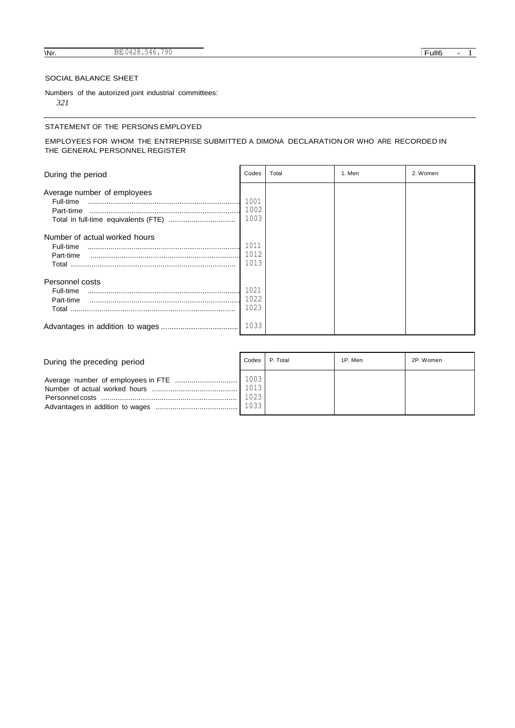SOCIAL BALANCE SHEET

Numbers of the autorized joint industrial committees:

*321*

STATEMENT OF THE PERSONS EMPLOYED

EMPLOYEES FOR WHOM THE ENTREPRISE SUBMITTED A DIMONA DECLARATION OR WHO ARE RECORDED IN THE GENERAL PERSONNEL REGISTER

| During the period | Codes | Total | 1. Men | 2. Women |
|---|---|---|---|---|
| **Average number of employees** | | | | |
| Full-time | 1001 | | | |
| Part-time | 1002 | | | |
| Total in full-time equivalents (FTE) | 1003 | | | |
| **Number of actual worked hours** | | | | |
| Full-time | 1011 | | | |
| Part-time | 1012 | | | |
| Total | 1013 | | | |
| **Personnel costs** | | | | |
| Full-time | 1021 | | | |
| Part-time | 1022 | | | |
| Total | 1023 | | | |
| Advantages in addition to wages | 1033 | | | |

| During the preceding period | Codes | P. Total | 1P. Men | 2P. Women |
|---|---|---|---|---|
| Average number of employees in FTE | 1003 | | | |
| Number of actual worked hours | 1013 | | | |
| Personnel costs | 1023 | | | |
| Advantages in addition to wages | 1033 | | | |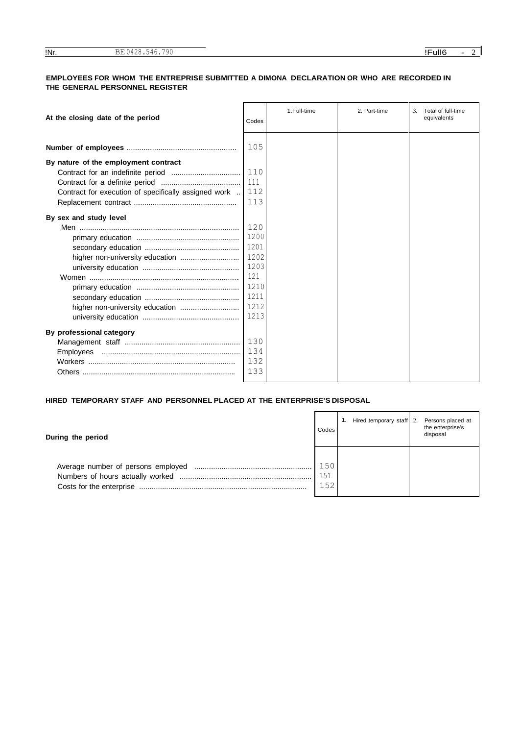## EMPLOYEES FOR WHOM THE ENTREPRISE SUBMITTED A DIMONA DECLARATION OR WHO ARE RECORDED IN THE GENERAL PERSONNEL REGISTER

| At the closing date of the period | Codes | 1. Full-time | 2. Part-time | 3. Total of full-time equivalents |
|---|---|---|---|---|
| **Number of employees** | 105 | | | |
| **By nature of the employment contract** | | | | |
| Contract for an indefinite period | 110 | | | |
| Contract for a definite period | 111 | | | |
| Contract for execution of specifically assigned work | 112 | | | |
| Replacement contract | 113 | | | |
| **By sex and study level** | | | | |
| Men | 120 | | | |
| primary education | 1200 | | | |
| secondary education | 1201 | | | |
| higher non-university education | 1202 | | | |
| university education | 1203 | | | |
| Women | 121 | | | |
| primary education | 1210 | | | |
| secondary education | 1211 | | | |
| higher non-university education | 1212 | | | |
| university education | 1213 | | | |
| **By professional category** | | | | |
| Management staff | 130 | | | |
| Employees | 134 | | | |
| Workers | 132 | | | |
| Others | 133 | | | |

## HIRED TEMPORARY STAFF AND PERSONNEL PLACED AT THE ENTERPRISE'S DISPOSAL

| During the period | Codes | 1. Hired temporary staff | 2. Persons placed at the enterprise's disposal |
|---|---|---|---|
| Average number of persons employed | 150 | | |
| Numbers of hours actually worked | 151 | | |
| Costs for the enterprise | 152 | | |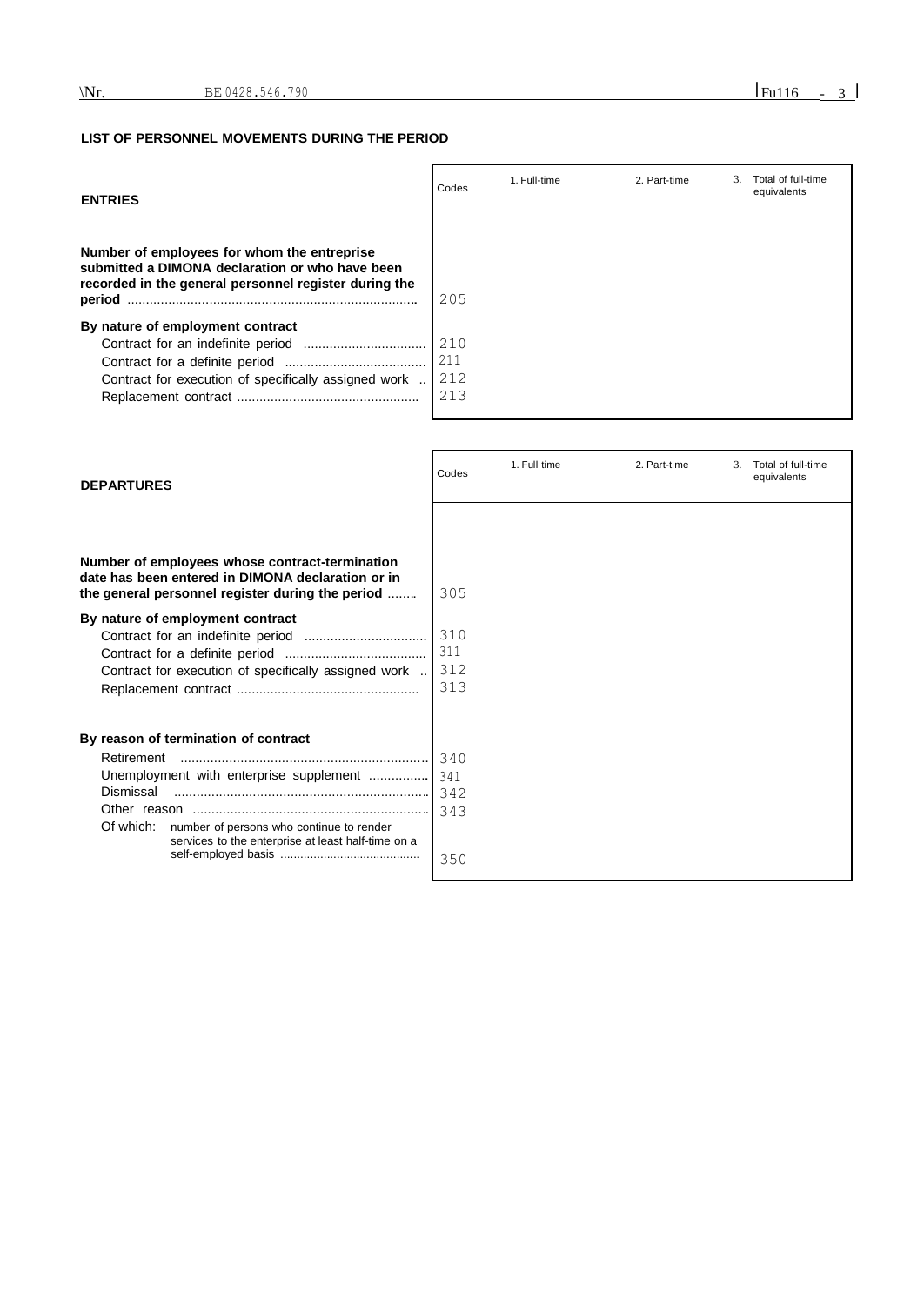\Nr. BE 0428.546.790 | Fu116 - 3

## LIST OF PERSONNEL MOVEMENTS DURING THE PERIOD

| ENTRIES | Codes | 1. Full-time | 2. Part-time | 3. Total of full-time equivalents |
|---|---|---|---|---|
| **Number of employees for whom the entreprise submitted a DIMONA declaration or who have been recorded in the general personnel register during the period** | 205 | | | |
| **By nature of employment contract** | | | | |
| Contract for an indefinite period | 210 | | | |
| Contract for a definite period | 211 | | | |
| Contract for execution of specifically assigned work | 212 | | | |
| Replacement contract | 213 | | | |

| DEPARTURES | Codes | 1. Full time | 2. Part-time | 3. Total of full-time equivalents |
|---|---|---|---|---|
| **Number of employees whose contract-termination date has been entered in DIMONA declaration or in the general personnel register during the period** | 305 | | | |
| **By nature of employment contract** | | | | |
| Contract for an indefinite period | 310 | | | |
| Contract for a definite period | 311 | | | |
| Contract for execution of specifically assigned work | 312 | | | |
| Replacement contract | 313 | | | |
| **By reason of termination of contract** | | | | |
| Retirement | 340 | | | |
| Unemployment with enterprise supplement | 341 | | | |
| Dismissal | 342 | | | |
| Other reason | 343 | | | |
| Of which: number of persons who continue to render services to the enterprise at least half-time on a self-employed basis | 350 | | | |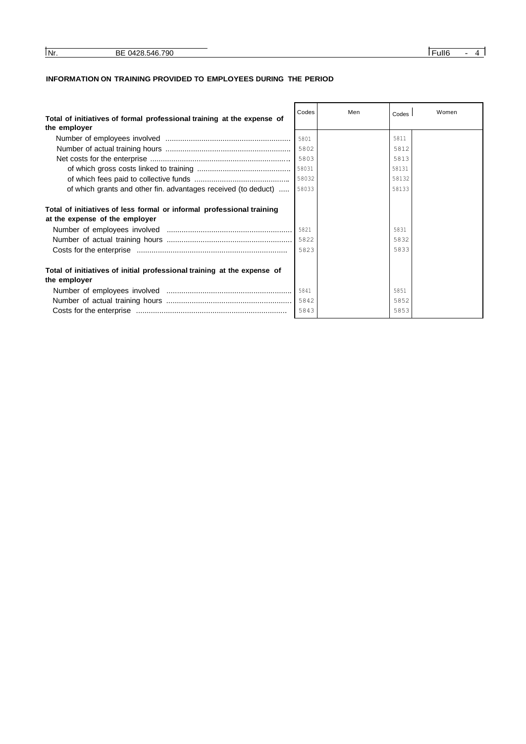## INFORMATION ON TRAINING PROVIDED TO EMPLOYEES DURING THE PERIOD

| | Codes | Men | Codes | Women |
|---|---|---|---|---|
| **Total of initiatives of formal professional training at the expense of the employer** | | | | |
| Number of employees involved | 5801 | | 5811 | |
| Number of actual training hours | 5802 | | 5812 | |
| Net costs for the enterprise | 5803 | | 5813 | |
| of which gross costs linked to training | 58031 | | 58131 | |
| of which fees paid to collective funds | 58032 | | 58132 | |
| of which grants and other fin. advantages received (to deduct) | 58033 | | 58133 | |
| **Total of initiatives of less formal or informal professional training at the expense of the employer** | | | | |
| Number of employees involved | 5821 | | 5831 | |
| Number of actual training hours | 5822 | | 5832 | |
| Costs for the enterprise | 5823 | | 5833 | |
| **Total of initiatives of initial professional training at the expense of the employer** | | | | |
| Number of employees involved | 5841 | | 5851 | |
| Number of actual training hours | 5842 | | 5852 | |
| Costs for the enterprise | 5843 | | 5853 | |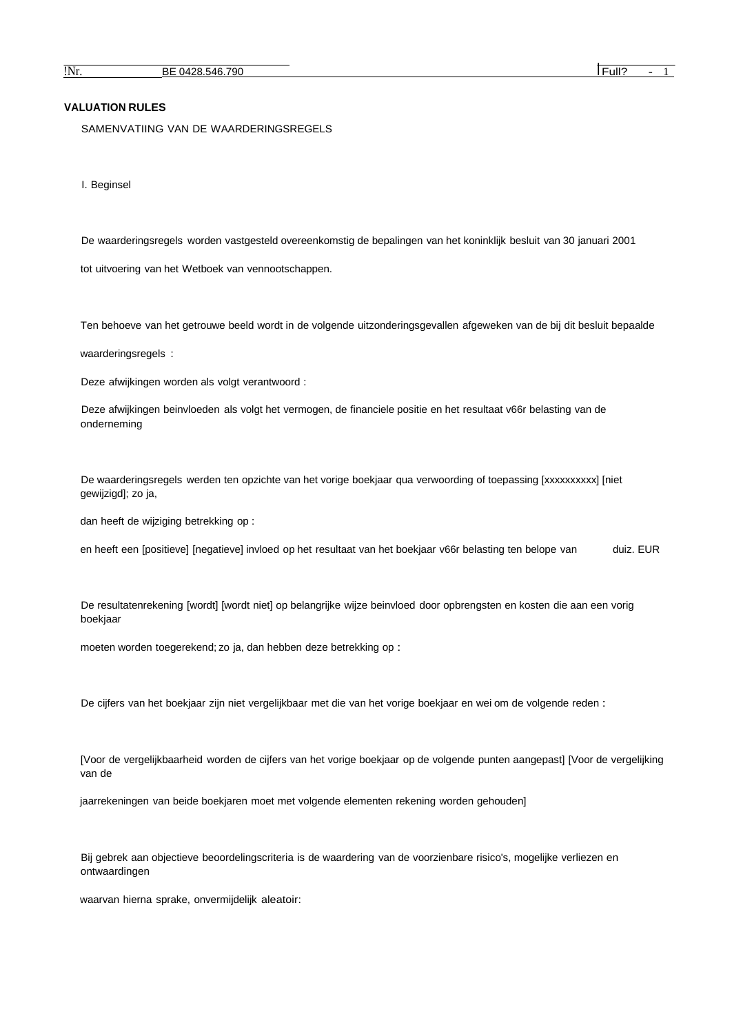## VALUATION RULES

SAMENVATIING VAN DE WAARDERINGSREGELS

I. Beginsel

De waarderingsregels worden vastgesteld overeenkomstig de bepalingen van het koninklijk besluit van 30 januari 2001

tot uitvoering van het Wetboek van vennootschappen.

Ten behoeve van het getrouwe beeld wordt in de volgende uitzonderingsgevallen afgeweken van de bij dit besluit bepaalde

waarderingsregels :

Deze afwijkingen worden als volgt verantwoord :

Deze afwijkingen beinvloeden als volgt het vermogen, de financiele positie en het resultaat v66r belasting van de onderneming

De waarderingsregels werden ten opzichte van het vorige boekjaar qua verwoording of toepassing [xxxxxxxxxx] [niet gewijzigd]; zo ja,

dan heeft de wijziging betrekking op :

en heeft een [positieve] [negatieve] invloed op het resultaat van het boekjaar v66r belasting ten belope van duiz. EUR

De resultatenrekening [wordt] [wordt niet] op belangrijke wijze beinvloed door opbrengsten en kosten die aan een vorig boekjaar

moeten worden toegerekend; zo ja, dan hebben deze betrekking op :

De cijfers van het boekjaar zijn niet vergelijkbaar met die van het vorige boekjaar en wei om de volgende reden :

[Voor de vergelijkbaarheid worden de cijfers van het vorige boekjaar op de volgende punten aangepast] [Voor de vergelijking van de

jaarrekeningen van beide boekjaren moet met volgende elementen rekening worden gehouden]

Bij gebrek aan objectieve beoordelingscriteria is de waardering van de voorzienbare risico's, mogelijke verliezen en ontwaardingen

waarvan hierna sprake, onvermijdelijk aleatoir: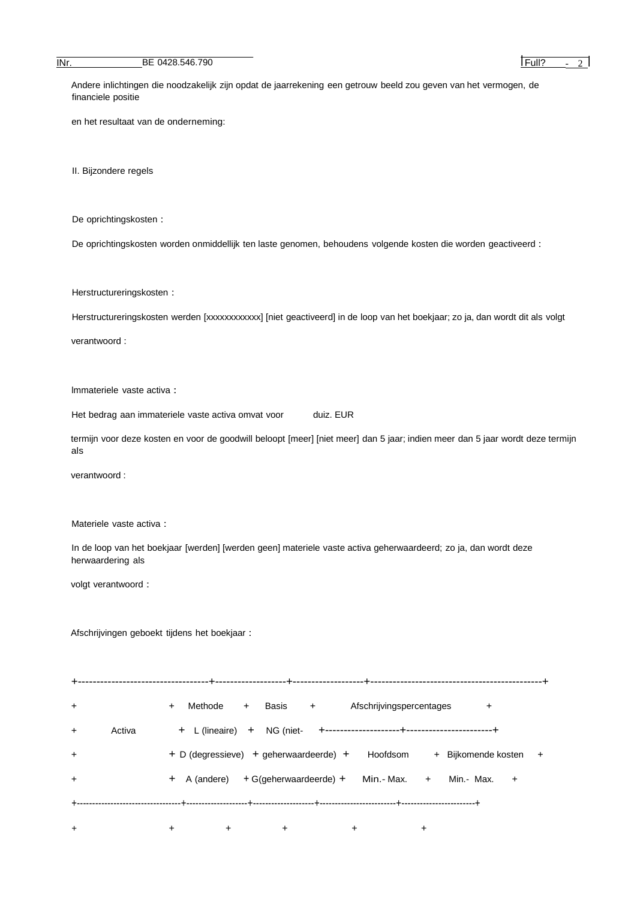Andere inlichtingen die noodzakelijk zijn opdat de jaarrekening een getrouw beeld zou geven van het vermogen, de financiele positie

en het resultaat van de onderneming:

II. Bijzondere regels

De oprichtingskosten :

De oprichtingskosten worden onmiddellijk ten laste genomen, behoudens volgende kosten die worden geactiveerd :

Herstructureringskosten :

Herstructureringskosten werden [xxxxxxxxxxxx] [niet geactiveerd] in de loop van het boekjaar; zo ja, dan wordt dit als volgt

verantwoord :

lmmateriele vaste activa :

Het bedrag aan immateriele vaste activa omvat voor duiz. EUR

termijn voor deze kosten en voor de goodwill beloopt [meer] [niet meer] dan 5 jaar; indien meer dan 5 jaar wordt deze termijn als

verantwoord :

Materiele vaste activa :

In de loop van het boekjaar [werden] [werden geen] materiele vaste activa geherwaardeerd; zo ja, dan wordt deze herwaardering als

volgt verantwoord :

Afschrijvingen geboekt tijdens het boekjaar :

| Activa | Methode L (lineaire) D (degressieve) A (andere) | Basis NG (niet-geherwaardeerde) G(geherwaardeerde) | Afschrijvingspercentages | |
|---|---|---|---|---|
| | | | Hoofdsom Min.- Max. | Bijkomende kosten Min.- Max. |
| | | | | |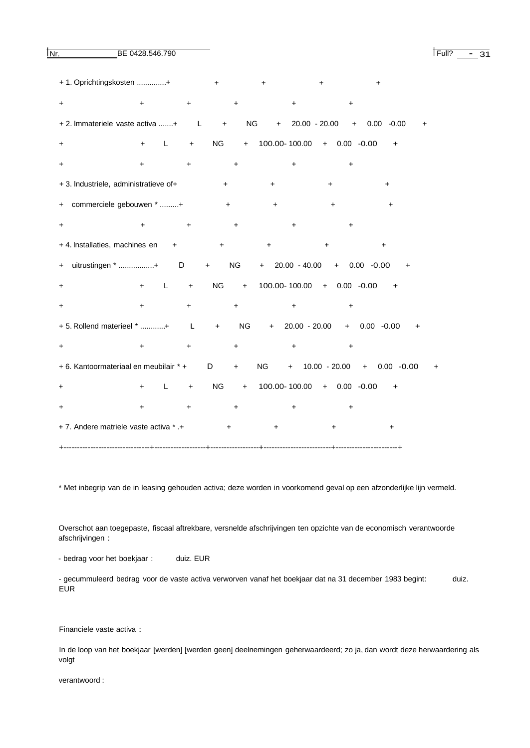| | | | | |
|---|---|---|---|---|
| 1. Oprichtingskosten ............. | | | | |
| | | | | |
| 2. Immateriele vaste activa ....... | L | NG | 20.00 - 20.00 | 0.00 -0.00 |
| | L | NG | 100.00- 100.00 | 0.00 -0.00 |
| | | | | |
| 3. Industriele, administratieve of commerciele gebouwen * ......... | | | | |
| | | | | |
| 4. Installaties, machines en uitrustingen * ................ | D | NG | 20.00 - 40.00 | 0.00 -0.00 |
| | L | NG | 100.00- 100.00 | 0.00 -0.00 |
| | | | | |
| 5. Rollend materieel * ........... | L | NG | 20.00 - 20.00 | 0.00 -0.00 |
| | | | | |
| 6. Kantoormateriaal en meubilair * | D | NG | 10.00 - 20.00 | 0.00 -0.00 |
| | L | NG | 100.00- 100.00 | 0.00 -0.00 |
| | | | | |
| 7. Andere matriele vaste activa * . | | | | |

* Met inbegrip van de in leasing gehouden activa; deze worden in voorkomend geval op een afzonderlijke lijn vermeld.

Overschot aan toegepaste, fiscaal aftrekbare, versnelde afschrijvingen ten opzichte van de economisch verantwoorde afschrijvingen :

- bedrag voor het boekjaar : duiz. EUR

- gecummuleerd bedrag voor de vaste activa verworven vanaf het boekjaar dat na 31 december 1983 begint: duiz. EUR

Financiele vaste activa :

In de loop van het boekjaar [werden] [werden geen] deelnemingen geherwaardeerd; zo ja, dan wordt deze herwaardering als volgt

verantwoord :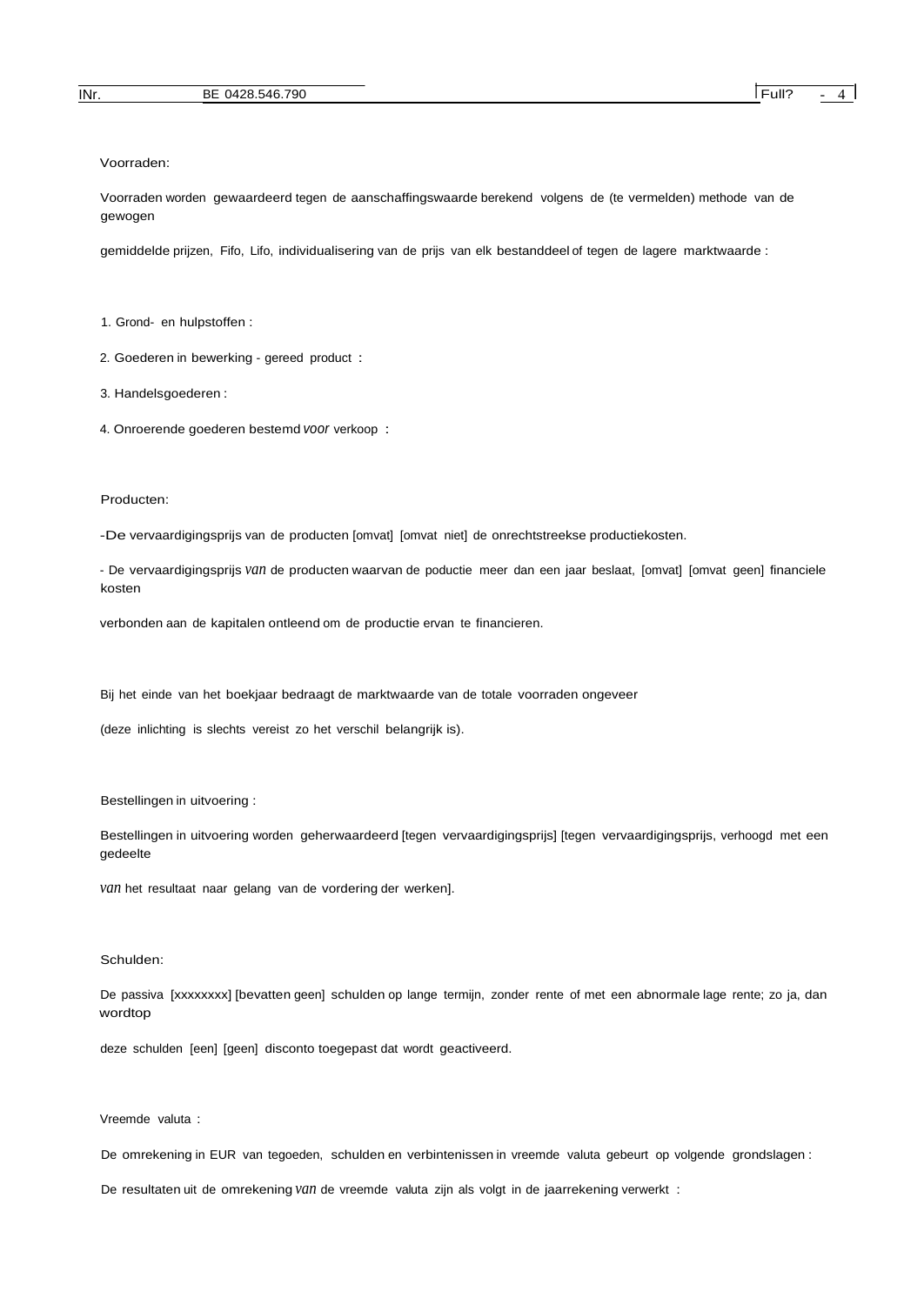Voorraden:

Voorraden worden gewaardeerd tegen de aanschaffingswaarde berekend volgens de (te vermelden) methode van de gewogen

gemiddelde prijzen, Fifo, Lifo, individualisering van de prijs van elk bestanddeel of tegen de lagere marktwaarde :

1. Grond- en hulpstoffen :
2. Goederen in bewerking - gereed product :
3. Handelsgoederen :
4. Onroerende goederen bestemd *voor* verkoop :

Producten:

-De vervaardigingsprijs van de producten [omvat] [omvat niet] de onrechtstreekse productiekosten.

- De vervaardigingsprijs *van* de producten waarvan de poductie meer dan een jaar beslaat, [omvat] [omvat geen] financiele kosten

verbonden aan de kapitalen ontleend om de productie ervan te financieren.

Bij het einde van het boekjaar bedraagt de marktwaarde van de totale voorraden ongeveer

(deze inlichting is slechts vereist zo het verschil belangrijk is).

Bestellingen in uitvoering :

Bestellingen in uitvoering worden geherwaardeerd [tegen vervaardigingsprijs] [tegen vervaardigingsprijs, verhoogd met een gedeelte

*van* het resultaat naar gelang van de vordering der werken].

Schulden:

De passiva [xxxxxxxx] [bevatten geen] schulden op lange termijn, zonder rente of met een abnormale lage rente; zo ja, dan wordtop

deze schulden [een] [geen] disconto toegepast dat wordt geactiveerd.

Vreemde valuta :

De omrekening in EUR van tegoeden, schulden en verbintenissen in vreemde valuta gebeurt op volgende grondslagen :

De resultaten uit de omrekening *van* de vreemde valuta zijn als volgt in de jaarrekening verwerkt :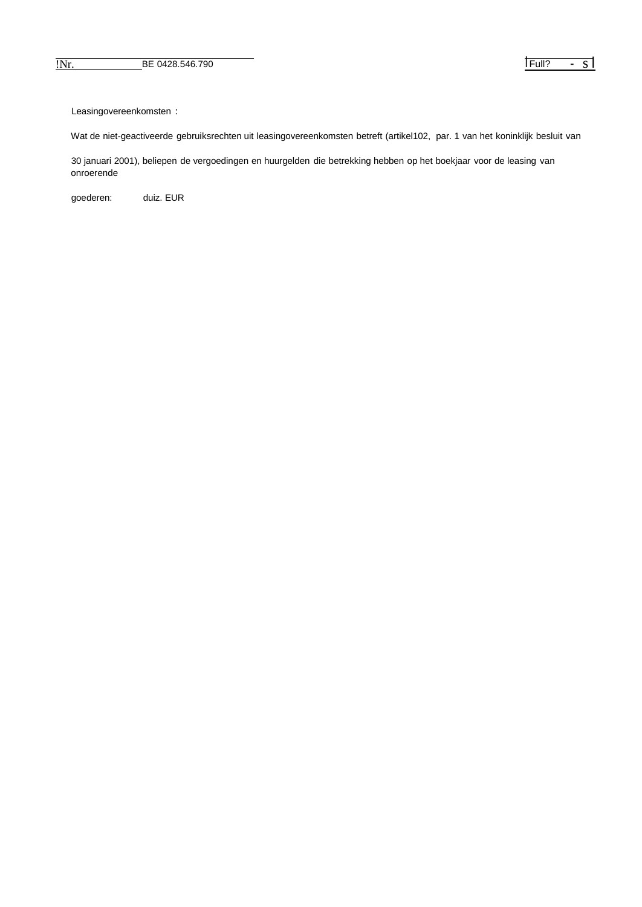Leasingovereenkomsten :

Wat de niet-geactiveerde gebruiksrechten uit leasingovereenkomsten betreft (artikel102, par. 1 van het koninklijk besluit van

30 januari 2001), beliepen de vergoedingen en huurgelden die betrekking hebben op het boekjaar voor de leasing van onroerende

goederen: duiz. EUR